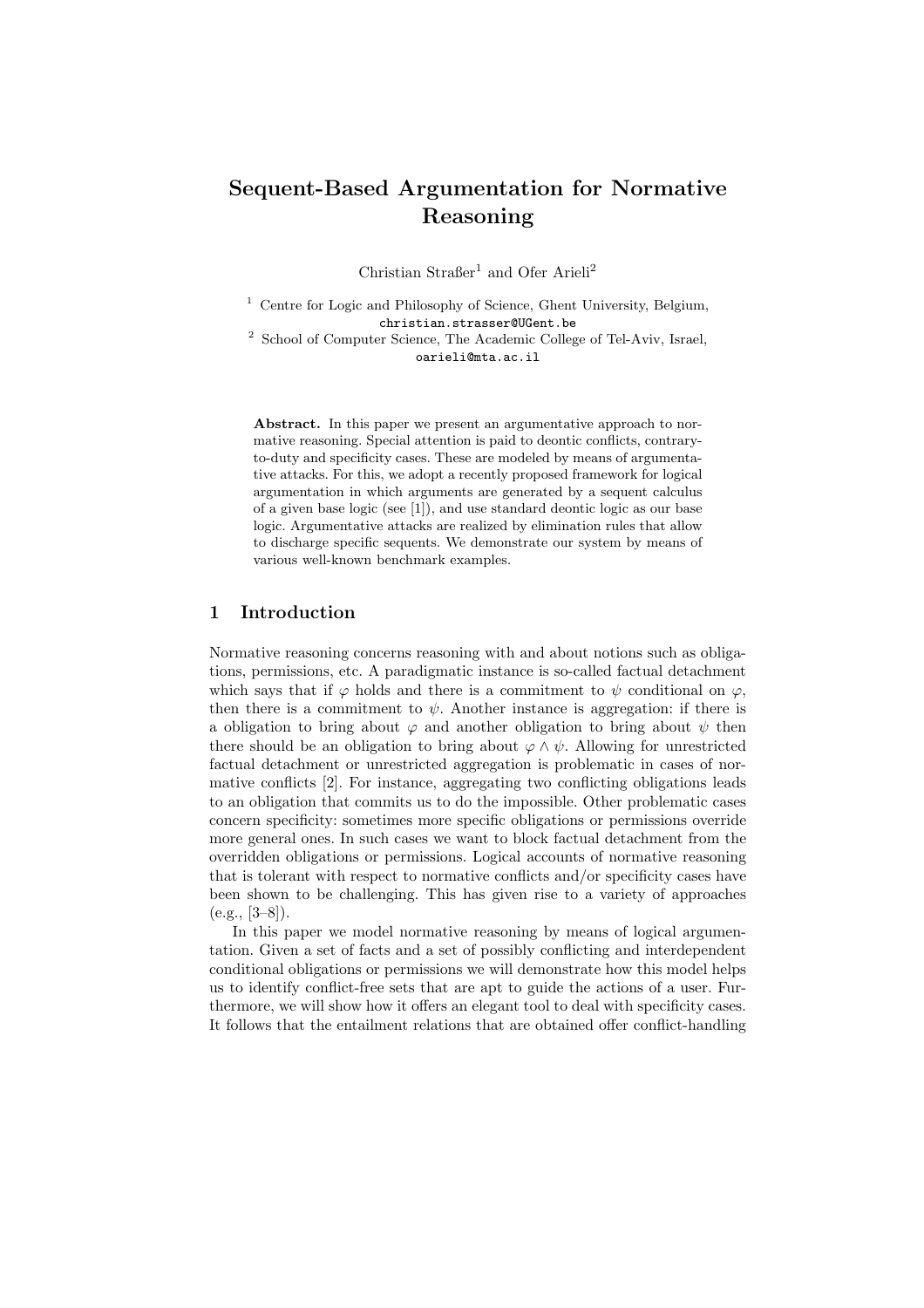# Sequent-Based Argumentation for Normative Reasoning

Christian Straßer[1] and Ofer Arieli[2]

[1] Centre for Logic and Philosophy of Science, Ghent University, Belgium,
christian.strasser@UGent.be

[2] School of Computer Science, The Academic College of Tel-Aviv, Israel,
oarieli@mta.ac.il

**Abstract.** In this paper we present an argumentative approach to normative reasoning. Special attention is paid to deontic conflicts, contrary-to-duty and specificity cases. These are modeled by means of argumentative attacks. For this, we adopt a recently proposed framework for logical argumentation in which arguments are generated by a sequent calculus of a given base logic (see [1]), and use standard deontic logic as our base logic. Argumentative attacks are realized by elimination rules that allow to discharge specific sequents. We demonstrate our system by means of various well-known benchmark examples.

## 1 Introduction

Normative reasoning concerns reasoning with and about notions such as obligations, permissions, etc. A paradigmatic instance is so-called factual detachment which says that if $\varphi$ holds and there is a commitment to $\psi$ conditional on $\varphi$, then there is a commitment to $\psi$. Another instance is aggregation: if there is a obligation to bring about $\varphi$ and another obligation to bring about $\psi$ then there should be an obligation to bring about $\varphi \wedge \psi$. Allowing for unrestricted factual detachment or unrestricted aggregation is problematic in cases of normative conflicts [2]. For instance, aggregating two conflicting obligations leads to an obligation that commits us to do the impossible. Other problematic cases concern specificity: sometimes more specific obligations or permissions override more general ones. In such cases we want to block factual detachment from the overridden obligations or permissions. Logical accounts of normative reasoning that is tolerant with respect to normative conflicts and/or specificity cases have been shown to be challenging. This has given rise to a variety of approaches (e.g., [3–8]).

In this paper we model normative reasoning by means of logical argumentation. Given a set of facts and a set of possibly conflicting and interdependent conditional obligations or permissions we will demonstrate how this model helps us to identify conflict-free sets that are apt to guide the actions of a user. Furthermore, we will show how it offers an elegant tool to deal with specificity cases. It follows that the entailment relations that are obtained offer conflict-handling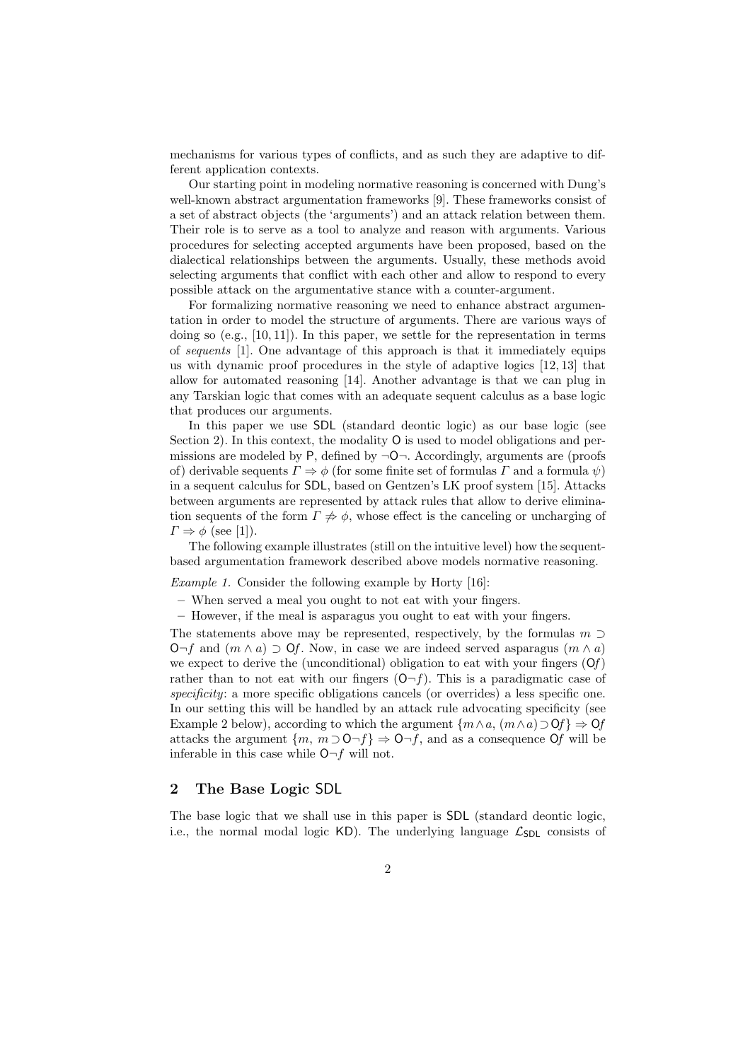mechanisms for various types of conflicts, and as such they are adaptive to different application contexts.

Our starting point in modeling normative reasoning is concerned with Dung's well-known abstract argumentation frameworks [9]. These frameworks consist of a set of abstract objects (the 'arguments') and an attack relation between them. Their role is to serve as a tool to analyze and reason with arguments. Various procedures for selecting accepted arguments have been proposed, based on the dialectical relationships between the arguments. Usually, these methods avoid selecting arguments that conflict with each other and allow to respond to every possible attack on the argumentative stance with a counter-argument.

For formalizing normative reasoning we need to enhance abstract argumentation in order to model the structure of arguments. There are various ways of doing so (e.g., [10, 11]). In this paper, we settle for the representation in terms of *sequents* [1]. One advantage of this approach is that it immediately equips us with dynamic proof procedures in the style of adaptive logics [12, 13] that allow for automated reasoning [14]. Another advantage is that we can plug in any Tarskian logic that comes with an adequate sequent calculus as a base logic that produces our arguments.

In this paper we use SDL (standard deontic logic) as our base logic (see Section 2). In this context, the modality O is used to model obligations and permissions are modeled by P, defined by $\neg\mathsf{O}\neg$. Accordingly, arguments are (proofs of) derivable sequents $\Gamma \Rightarrow \phi$ (for some finite set of formulas $\Gamma$ and a formula $\psi$) in a sequent calculus for SDL, based on Gentzen's LK proof system [15]. Attacks between arguments are represented by attack rules that allow to derive elimination sequents of the form $\Gamma \not\Rightarrow \phi$, whose effect is the canceling or uncharging of $\Gamma \Rightarrow \phi$ (see [1]).

The following example illustrates (still on the intuitive level) how the sequent-based argumentation framework described above models normative reasoning.

*Example 1.* Consider the following example by Horty [16]:

- When served a meal you ought to not eat with your fingers.
- However, if the meal is asparagus you ought to eat with your fingers.

The statements above may be represented, respectively, by the formulas $m \supset \mathsf{O}\neg f$ and $(m \wedge a) \supset \mathsf{O}f$. Now, in case we are indeed served asparagus $(m \wedge a)$ we expect to derive the (unconditional) obligation to eat with your fingers $(\mathsf{O}f)$ rather than to not eat with our fingers $(\mathsf{O}\neg f)$. This is a paradigmatic case of *specificity*: a more specific obligations cancels (or overrides) a less specific one. In our setting this will be handled by an attack rule advocating specificity (see Example 2 below), according to which the argument $\{m \wedge a, (m \wedge a) \supset \mathsf{O}f\} \Rightarrow \mathsf{O}f$ attacks the argument $\{m, m \supset \mathsf{O}\neg f\} \Rightarrow \mathsf{O}\neg f$, and as a consequence $\mathsf{O}f$ will be inferable in this case while $\mathsf{O}\neg f$ will not.

## 2 The Base Logic SDL

The base logic that we shall use in this paper is SDL (standard deontic logic, i.e., the normal modal logic KD). The underlying language $\mathcal{L}_{\mathsf{SDL}}$ consists of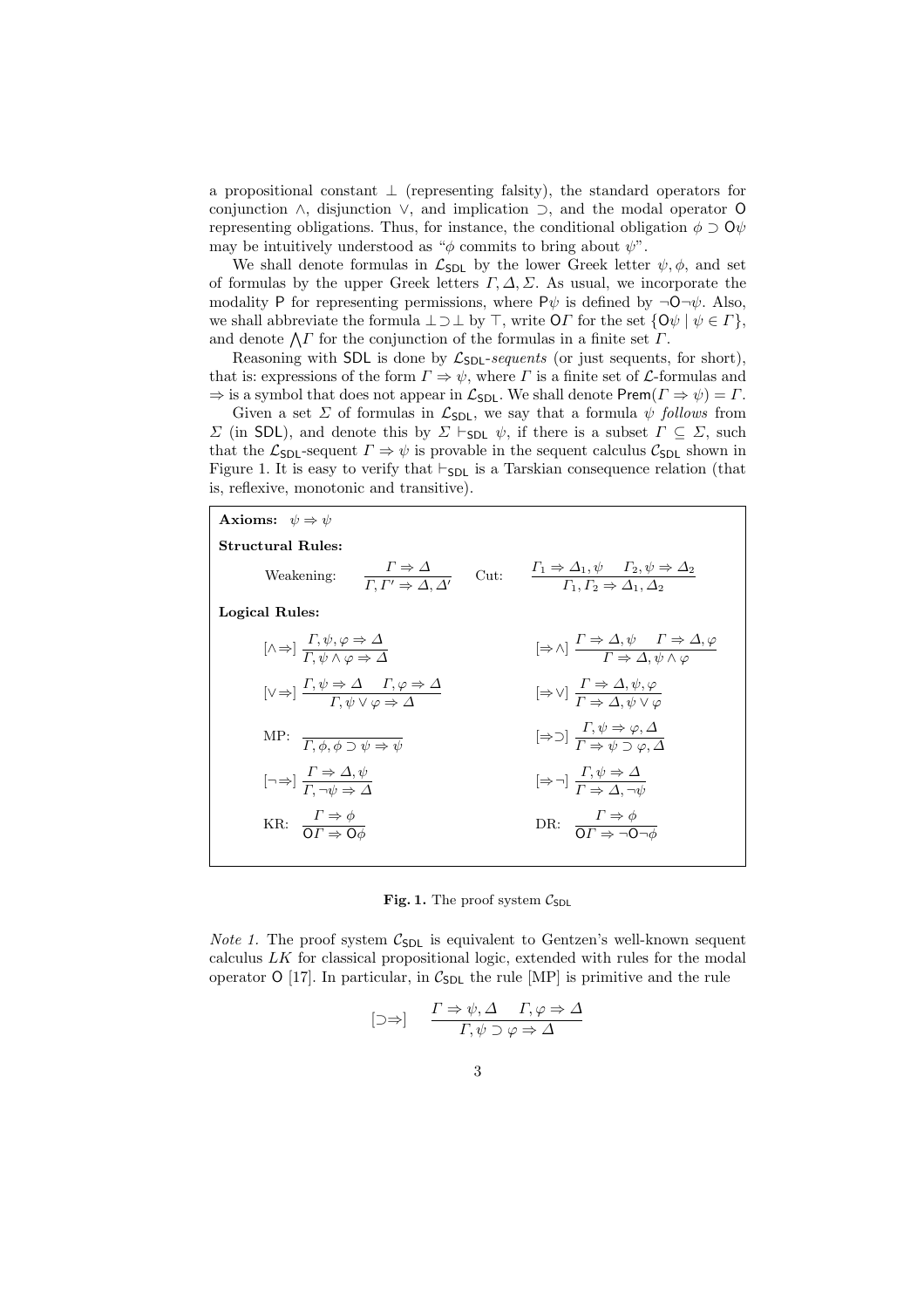a propositional constant $\bot$ (representing falsity), the standard operators for conjunction $\wedge$, disjunction $\vee$, and implication $\supset$, and the modal operator $\mathsf{O}$ representing obligations. Thus, for instance, the conditional obligation $\phi \supset \mathsf{O}\psi$ may be intuitively understood as "$\phi$ commits to bring about $\psi$".

We shall denote formulas in $\mathcal{L}_{\mathsf{SDL}}$ by the lower Greek letter $\psi, \phi$, and set of formulas by the upper Greek letters $\Gamma, \Delta, \Sigma$. As usual, we incorporate the modality $\mathsf{P}$ for representing permissions, where $\mathsf{P}\psi$ is defined by $\neg\mathsf{O}\neg\psi$. Also, we shall abbreviate the formula $\bot \supset \bot$ by $\top$, write $\mathsf{O}\Gamma$ for the set $\{\mathsf{O}\psi \mid \psi \in \Gamma\}$, and denote $\bigwedge\Gamma$ for the conjunction of the formulas in a finite set $\Gamma$.

Reasoning with $\mathsf{SDL}$ is done by $\mathcal{L}_{\mathsf{SDL}}$-*sequents* (or just sequents, for short), that is: expressions of the form $\Gamma \Rightarrow \psi$, where $\Gamma$ is a finite set of $\mathcal{L}$-formulas and $\Rightarrow$ is a symbol that does not appear in $\mathcal{L}_{\mathsf{SDL}}$. We shall denote $\mathsf{Prem}(\Gamma \Rightarrow \psi) = \Gamma$.

Given a set $\Sigma$ of formulas in $\mathcal{L}_{\mathsf{SDL}}$, we say that a formula $\psi$ *follows* from $\Sigma$ (in $\mathsf{SDL}$), and denote this by $\Sigma \vdash_{\mathsf{SDL}} \psi$, if there is a subset $\Gamma \subseteq \Sigma$, such that the $\mathcal{L}_{\mathsf{SDL}}$-sequent $\Gamma \Rightarrow \psi$ is provable in the sequent calculus $\mathcal{C}_{\mathsf{SDL}}$ shown in Figure 1. It is easy to verify that $\vdash_{\mathsf{SDL}}$ is a Tarskian consequence relation (that is, reflexive, monotonic and transitive).

**Axioms:** $\psi \Rightarrow \psi$

**Structural Rules:**

Weakening: $\dfrac{\Gamma \Rightarrow \Delta}{\Gamma, \Gamma' \Rightarrow \Delta, \Delta'}$ Cut: $\dfrac{\Gamma_1 \Rightarrow \Delta_1, \psi \quad \Gamma_2, \psi \Rightarrow \Delta_2}{\Gamma_1, \Gamma_2 \Rightarrow \Delta_1, \Delta_2}$

**Logical Rules:**

$[\wedge\Rightarrow]$ $\dfrac{\Gamma, \psi, \varphi \Rightarrow \Delta}{\Gamma, \psi \wedge \varphi \Rightarrow \Delta}$ $[\Rightarrow\wedge]$ $\dfrac{\Gamma \Rightarrow \Delta, \psi \quad \Gamma \Rightarrow \Delta, \varphi}{\Gamma \Rightarrow \Delta, \psi \wedge \varphi}$

$[\vee\Rightarrow]$ $\dfrac{\Gamma, \psi \Rightarrow \Delta \quad \Gamma, \varphi \Rightarrow \Delta}{\Gamma, \psi \vee \varphi \Rightarrow \Delta}$ $[\Rightarrow\vee]$ $\dfrac{\Gamma \Rightarrow \Delta, \psi, \varphi}{\Gamma \Rightarrow \Delta, \psi \vee \varphi}$

MP: $\dfrac{}{\Gamma, \phi, \phi \supset \psi \Rightarrow \psi}$ $[\Rightarrow\supset]$ $\dfrac{\Gamma, \psi \Rightarrow \varphi, \Delta}{\Gamma \Rightarrow \psi \supset \varphi, \Delta}$

$[\neg\Rightarrow]$ $\dfrac{\Gamma \Rightarrow \Delta, \psi}{\Gamma, \neg\psi \Rightarrow \Delta}$ $[\Rightarrow\neg]$ $\dfrac{\Gamma, \psi \Rightarrow \Delta}{\Gamma \Rightarrow \Delta, \neg\psi}$

KR: $\dfrac{\Gamma \Rightarrow \phi}{\mathsf{O}\Gamma \Rightarrow \mathsf{O}\phi}$ DR: $\dfrac{\Gamma \Rightarrow \phi}{\mathsf{O}\Gamma \Rightarrow \neg\mathsf{O}\neg\phi}$

**Fig. 1.** The proof system $\mathcal{C}_{\mathsf{SDL}}$

*Note 1.* The proof system $\mathcal{C}_{\mathsf{SDL}}$ is equivalent to Gentzen's well-known sequent calculus *LK* for classical propositional logic, extended with rules for the modal operator $\mathsf{O}$ [17]. In particular, in $\mathcal{C}_{\mathsf{SDL}}$ the rule [MP] is primitive and the rule

$$[\supset\Rightarrow] \quad \frac{\Gamma \Rightarrow \psi, \Delta \quad \Gamma, \varphi \Rightarrow \Delta}{\Gamma, \psi \supset \varphi \Rightarrow \Delta}$$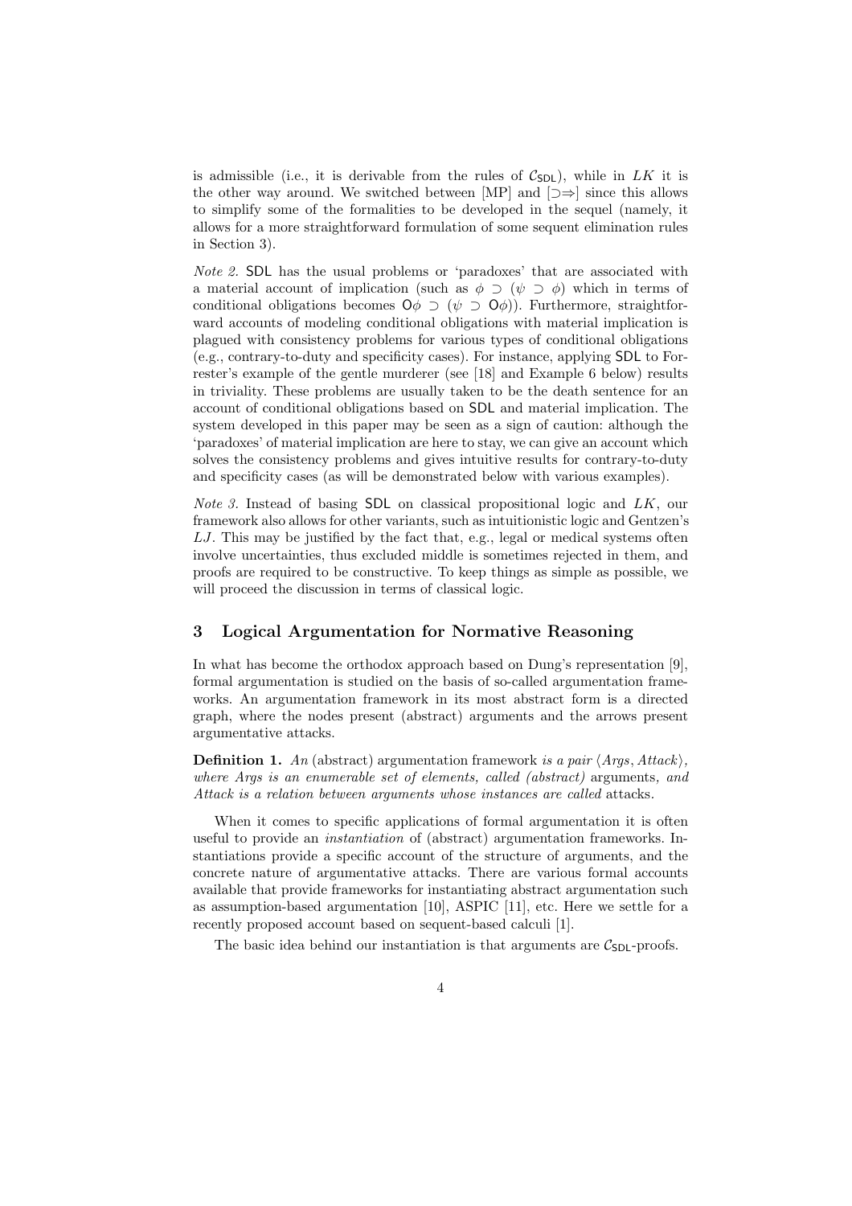is admissible (i.e., it is derivable from the rules of $\mathcal{C}_{\mathsf{SDL}}$), while in $LK$ it is the other way around. We switched between [MP] and $[\supset\Rightarrow]$ since this allows to simplify some of the formalities to be developed in the sequel (namely, it allows for a more straightforward formulation of some sequent elimination rules in Section 3).

*Note 2.* SDL has the usual problems or 'paradoxes' that are associated with a material account of implication (such as $\phi \supset (\psi \supset \phi)$ which in terms of conditional obligations becomes $\mathsf{O}\phi \supset (\psi \supset \mathsf{O}\phi)$). Furthermore, straightforward accounts of modeling conditional obligations with material implication is plagued with consistency problems for various types of conditional obligations (e.g., contrary-to-duty and specificity cases). For instance, applying SDL to Forrester's example of the gentle murderer (see [18] and Example 6 below) results in triviality. These problems are usually taken to be the death sentence for an account of conditional obligations based on SDL and material implication. The system developed in this paper may be seen as a sign of caution: although the 'paradoxes' of material implication are here to stay, we can give an account which solves the consistency problems and gives intuitive results for contrary-to-duty and specificity cases (as will be demonstrated below with various examples).

*Note 3.* Instead of basing SDL on classical propositional logic and $LK$, our framework also allows for other variants, such as intuitionistic logic and Gentzen's $LJ$. This may be justified by the fact that, e.g., legal or medical systems often involve uncertainties, thus excluded middle is sometimes rejected in them, and proofs are required to be constructive. To keep things as simple as possible, we will proceed the discussion in terms of classical logic.

## 3 Logical Argumentation for Normative Reasoning

In what has become the orthodox approach based on Dung's representation [9], formal argumentation is studied on the basis of so-called argumentation frameworks. An argumentation framework in its most abstract form is a directed graph, where the nodes present (abstract) arguments and the arrows present argumentative attacks.

**Definition 1.** *An* (abstract) argumentation framework *is a pair* $\langle Args, Attack\rangle$*, where Args is an enumerable set of elements, called (abstract)* arguments*, and Attack is a relation between arguments whose instances are called* attacks*.*

When it comes to specific applications of formal argumentation it is often useful to provide an *instantiation* of (abstract) argumentation frameworks. Instantiations provide a specific account of the structure of arguments, and the concrete nature of argumentative attacks. There are various formal accounts available that provide frameworks for instantiating abstract argumentation such as assumption-based argumentation [10], ASPIC [11], etc. Here we settle for a recently proposed account based on sequent-based calculi [1].

The basic idea behind our instantiation is that arguments are $\mathcal{C}_{\mathsf{SDL}}$-proofs.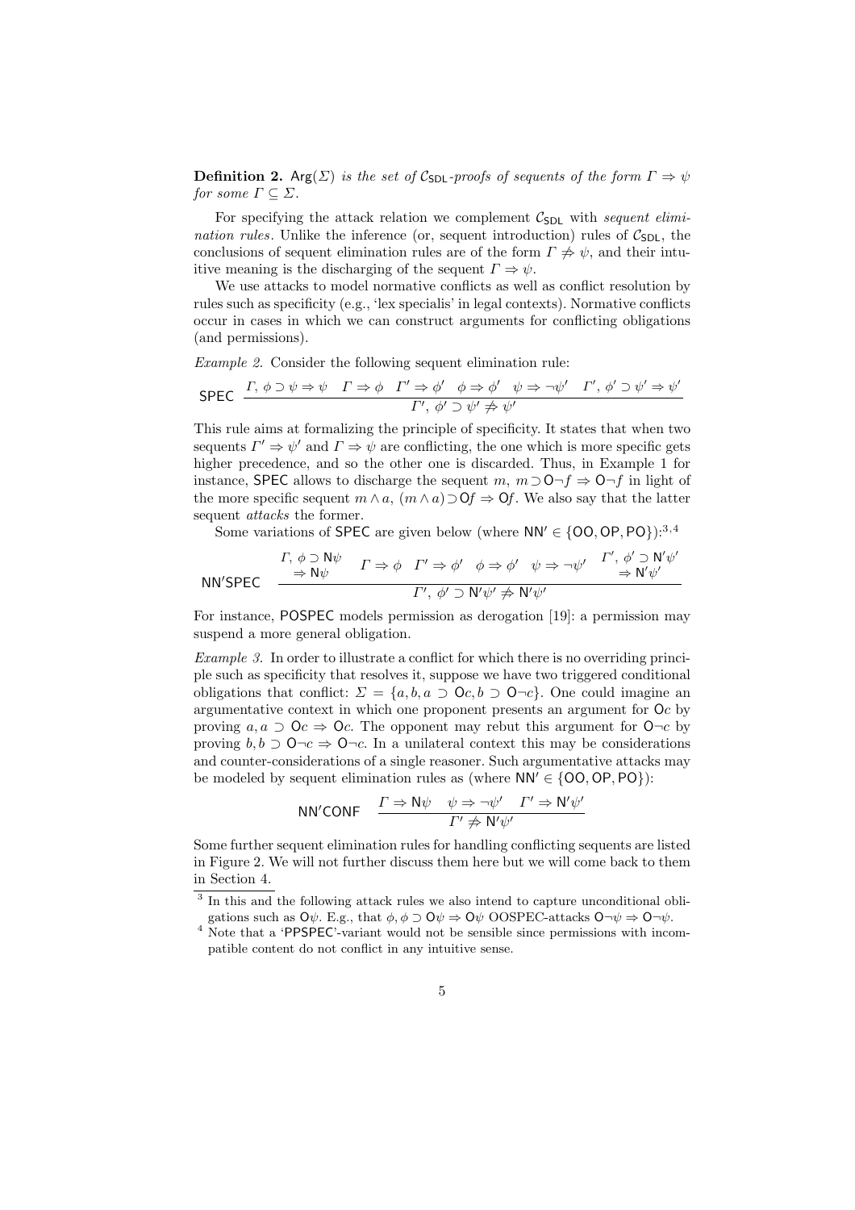**Definition 2.** $\mathsf{Arg}(\Sigma)$ *is the set of* $\mathcal{C}_{\mathsf{SDL}}$*-proofs of sequents of the form* $\Gamma \Rightarrow \psi$ *for some* $\Gamma \subseteq \Sigma$.

For specifying the attack relation we complement $\mathcal{C}_{\mathsf{SDL}}$ with *sequent elimination rules*. Unlike the inference (or, sequent introduction) rules of $\mathcal{C}_{\mathsf{SDL}}$, the conclusions of sequent elimination rules are of the form $\Gamma \not\Rightarrow \psi$, and their intuitive meaning is the discharging of the sequent $\Gamma \Rightarrow \psi$.

We use attacks to model normative conflicts as well as conflict resolution by rules such as specificity (e.g., 'lex specialis' in legal contexts). Normative conflicts occur in cases in which we can construct arguments for conflicting obligations (and permissions).

*Example 2.* Consider the following sequent elimination rule:

$$\mathsf{SPEC}\quad \frac{\Gamma,\, \phi \supset \psi \Rightarrow \psi \quad \Gamma \Rightarrow \phi \quad \Gamma' \Rightarrow \phi' \quad \phi \Rightarrow \phi' \quad \psi \Rightarrow \neg\psi' \quad \Gamma',\, \phi' \supset \psi' \Rightarrow \psi'}{\Gamma',\, \phi' \supset \psi' \not\Rightarrow \psi'}$$

This rule aims at formalizing the principle of specificity. It states that when two sequents $\Gamma' \Rightarrow \psi'$ and $\Gamma \Rightarrow \psi$ are conflicting, the one which is more specific gets higher precedence, and so the other one is discarded. Thus, in Example 1 for instance, SPEC allows to discharge the sequent $m,\, m \supset \mathsf{O}\neg f \Rightarrow \mathsf{O}\neg f$ in light of the more specific sequent $m \wedge a,\, (m \wedge a) \supset \mathsf{O}f \Rightarrow \mathsf{O}f$. We also say that the latter sequent *attacks* the former.

Some variations of SPEC are given below (where $\mathsf{NN'} \in \{\mathsf{OO}, \mathsf{OP}, \mathsf{PO}\}$):[3,4]

$$\mathsf{NN'SPEC}\quad \frac{\begin{array}{c}\Gamma,\, \phi \supset \mathsf{N}\psi \\ \Rightarrow \mathsf{N}\psi\end{array} \quad \Gamma \Rightarrow \phi \quad \Gamma' \Rightarrow \phi' \quad \phi \Rightarrow \phi' \quad \psi \Rightarrow \neg\psi' \quad \begin{array}{c}\Gamma',\, \phi' \supset \mathsf{N'}\psi' \\ \Rightarrow \mathsf{N'}\psi'\end{array}}{\Gamma',\, \phi' \supset \mathsf{N'}\psi' \not\Rightarrow \mathsf{N'}\psi'}$$

For instance, POSPEC models permission as derogation [19]: a permission may suspend a more general obligation.

*Example 3.* In order to illustrate a conflict for which there is no overriding principle such as specificity that resolves it, suppose we have two triggered conditional obligations that conflict: $\Sigma = \{a, b, a \supset \mathsf{O}c, b \supset \mathsf{O}\neg c\}$. One could imagine an argumentative context in which one proponent presents an argument for $\mathsf{O}c$ by proving $a, a \supset \mathsf{O}c \Rightarrow \mathsf{O}c$. The opponent may rebut this argument for $\mathsf{O}\neg c$ by proving $b, b \supset \mathsf{O}\neg c \Rightarrow \mathsf{O}\neg c$. In a unilateral context this may be considerations and counter-considerations of a single reasoner. Such argumentative attacks may be modeled by sequent elimination rules as (where $\mathsf{NN'} \in \{\mathsf{OO}, \mathsf{OP}, \mathsf{PO}\}$):

$$\mathsf{NN'CONF}\quad \frac{\Gamma \Rightarrow \mathsf{N}\psi \quad \psi \Rightarrow \neg\psi' \quad \Gamma' \Rightarrow \mathsf{N'}\psi'}{\Gamma' \not\Rightarrow \mathsf{N'}\psi'}$$

Some further sequent elimination rules for handling conflicting sequents are listed in Figure 2. We will not further discuss them here but we will come back to them in Section 4.

---

[3] In this and the following attack rules we also intend to capture unconditional obligations such as $\mathsf{O}\psi$. E.g., that $\phi, \phi \supset \mathsf{O}\psi \Rightarrow \mathsf{O}\psi$ OOSPEC-attacks $\mathsf{O}\neg\psi \Rightarrow \mathsf{O}\neg\psi$.

[4] Note that a 'PPSPEC'-variant would not be sensible since permissions with incompatible content do not conflict in any intuitive sense.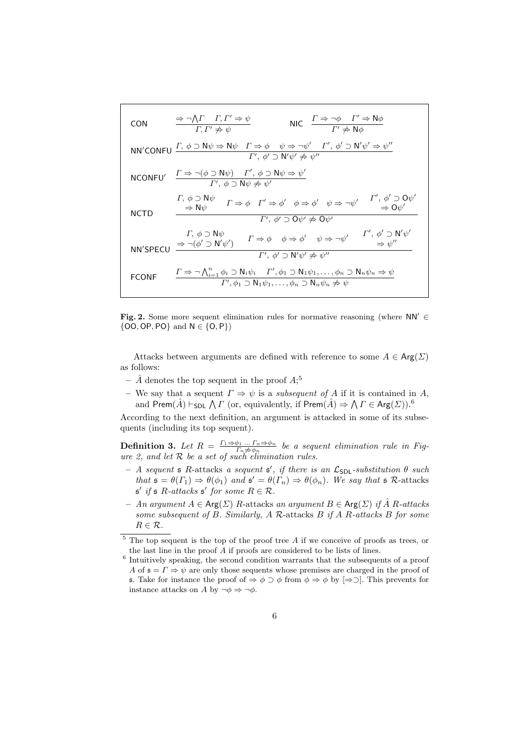| | |
|---|---|
| CON | $\dfrac{\Rightarrow \neg\bigwedge\Gamma \quad \Gamma, \Gamma' \Rightarrow \psi}{\Gamma, \Gamma' \not\Rightarrow \psi}$ |
| NIC | $\dfrac{\Gamma \Rightarrow \neg\phi \quad \Gamma' \Rightarrow \mathsf{N}\phi}{\Gamma' \not\Rightarrow \mathsf{N}\phi}$ |
| NN′CONFU | $\dfrac{\Gamma,\, \phi \supset \mathsf{N}\psi \Rightarrow \mathsf{N}\psi \quad \Gamma \Rightarrow \phi \quad \psi \Rightarrow \neg\psi' \quad \Gamma',\, \phi' \supset \mathsf{N}'\psi' \Rightarrow \psi''}{\Gamma',\, \phi' \supset \mathsf{N}'\psi' \not\Rightarrow \psi''}$ |
| NCONFU′ | $\dfrac{\Gamma \Rightarrow \neg(\phi \supset \mathsf{N}\psi) \quad \Gamma',\, \phi \supset \mathsf{N}\psi \Rightarrow \psi'}{\Gamma',\, \phi \supset \mathsf{N}\psi \not\Rightarrow \psi'}$ |
| NCTD | $\dfrac{\Gamma,\, \phi \supset \mathsf{N}\psi \Rightarrow \mathsf{N}\psi \quad \Gamma \Rightarrow \phi \quad \Gamma' \Rightarrow \phi' \quad \phi \Rightarrow \phi' \quad \psi \Rightarrow \neg\psi' \quad \Gamma',\, \phi' \supset \mathsf{O}\psi' \Rightarrow \mathsf{O}\psi'}{\Gamma',\, \phi' \supset \mathsf{O}\psi' \not\Rightarrow \mathsf{O}\psi'}$ |
| NN′SPECU | $\dfrac{\Gamma,\, \phi \supset \mathsf{N}\psi \Rightarrow \neg(\phi' \supset \mathsf{N}'\psi') \quad \Gamma \Rightarrow \phi \quad \phi \Rightarrow \phi' \quad \psi \Rightarrow \neg\psi' \quad \Gamma',\, \phi' \supset \mathsf{N}'\psi' \Rightarrow \psi''}{\Gamma',\, \phi' \supset \mathsf{N}'\psi' \not\Rightarrow \psi''}$ |
| FCONF | $\dfrac{\Gamma \Rightarrow \neg\bigwedge_{i=1}^{n} \phi_i \supset \mathsf{N}_i\psi_i \quad \Gamma', \phi_1 \supset \mathsf{N}_1\psi_1, \ldots, \phi_n \supset \mathsf{N}_n\psi_n \Rightarrow \psi}{\Gamma', \phi_1 \supset \mathsf{N}_1\psi_1, \ldots, \phi_n \supset \mathsf{N}_n\psi_n \not\Rightarrow \psi}$ |

**Fig. 2.** Some more sequent elimination rules for normative reasoning (where $\mathsf{NN}' \in \{\mathsf{OO}, \mathsf{OP}, \mathsf{PO}\}$ and $\mathsf{N} \in \{\mathsf{O}, \mathsf{P}\}$)

Attacks between arguments are defined with reference to some $A \in \mathsf{Arg}(\Sigma)$ as follows:

- $\hat{A}$ denotes the top sequent in the proof $A$;[5]
- We say that a sequent $\Gamma \Rightarrow \psi$ is a *subsequent of $A$* if it is contained in $A$, and $\mathsf{Prem}(\hat{A}) \vdash_{\mathsf{SDL}} \bigwedge \Gamma$ (or, equivalently, if $\mathsf{Prem}(\hat{A}) \Rightarrow \bigwedge \Gamma \in \mathsf{Arg}(\Sigma)$).[6]

According to the next definition, an argument is attacked in some of its subsequents (including its top sequent).

**Definition 3.** *Let $R = \frac{\Gamma_1 \Rightarrow \phi_1 \ \ldots \ \Gamma_n \Rightarrow \phi_n}{\Gamma_n \not\Rightarrow \phi_n}$ be a sequent elimination rule in Figure 2, and let $\mathcal{R}$ be a set of such elimination rules.*

- *A sequent $\mathfrak{s}$ $R$-*attacks* a sequent $\mathfrak{s}'$, if there is an $\mathcal{L}_{\mathsf{SDL}}$-substitution $\theta$ such that $\mathfrak{s} = \theta(\Gamma_1) \Rightarrow \theta(\phi_1)$ and $\mathfrak{s}' = \theta(\Gamma_n) \Rightarrow \theta(\phi_n)$. We say that $\mathfrak{s}$ $\mathcal{R}$-*attacks* $\mathfrak{s}'$ if $\mathfrak{s}$ $R$-attacks $\mathfrak{s}'$ for some $R \in \mathcal{R}$.*
- *An argument $A \in \mathsf{Arg}(\Sigma)$ $R$-*attacks* an argument $B \in \mathsf{Arg}(\Sigma)$ if $\hat{A}$ $R$-attacks some subsequent of $B$. Similarly, $A$ $\mathcal{R}$-*attacks* $B$ if $A$ $R$-attacks $B$ for some $R \in \mathcal{R}$.*

[5] The top sequent is the top of the proof tree $A$ if we conceive of proofs as trees, or the last line in the proof $A$ if proofs are considered to be lists of lines.

[6] Intuitively speaking, the second condition warrants that the subsequents of a proof $A$ of $\mathfrak{s} = \Gamma \Rightarrow \psi$ are only those sequents whose premises are charged in the proof of $\mathfrak{s}$. Take for instance the proof of $\Rightarrow \phi \supset \phi$ from $\phi \Rightarrow \phi$ by $[\Rightarrow\supset]$. This prevents for instance attacks on $A$ by $\neg\phi \Rightarrow \neg\phi$.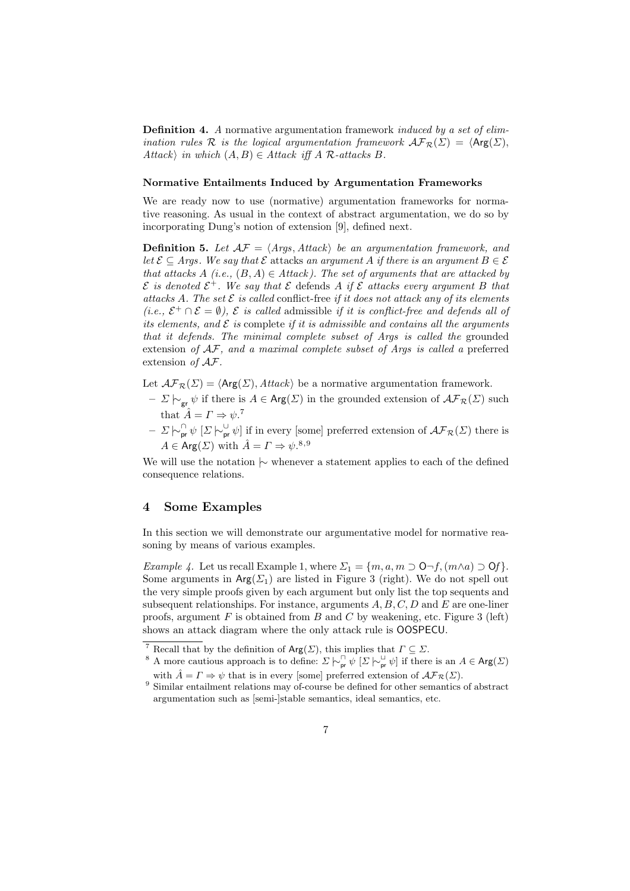**Definition 4.** *A* normative argumentation framework *induced by a set of elimination rules $\mathcal{R}$ is the logical argumentation framework $\mathcal{AF}_{\mathcal{R}}(\Sigma) = \langle \mathsf{Arg}(\Sigma), Attack\rangle$ in which $(A, B) \in Attack$ iff $A$ $\mathcal{R}$-attacks $B$.*

**Normative Entailments Induced by Argumentation Frameworks**

We are ready now to use (normative) argumentation frameworks for normative reasoning. As usual in the context of abstract argumentation, we do so by incorporating Dung's notion of extension [9], defined next.

**Definition 5.** *Let $\mathcal{AF} = \langle Args, Attack\rangle$ be an argumentation framework, and let $\mathcal{E} \subseteq Args$. We say that $\mathcal{E}$* attacks *an argument $A$ if there is an argument $B \in \mathcal{E}$ that attacks $A$ (i.e., $(B, A) \in Attack$). The set of arguments that are attacked by $\mathcal{E}$ is denoted $\mathcal{E}^+$. We say that $\mathcal{E}$* defends *$A$ if $\mathcal{E}$ attacks every argument $B$ that attacks $A$. The set $\mathcal{E}$ is called* conflict-free *if it does not attack any of its elements (i.e., $\mathcal{E}^+ \cap \mathcal{E} = \emptyset$), $\mathcal{E}$ is called* admissible *if it is conflict-free and defends all of its elements, and $\mathcal{E}$ is* complete *if it is admissible and contains all the arguments that it defends. The minimal complete subset of Args is called the* grounded extension *of $\mathcal{AF}$, and a maximal complete subset of Args is called a* preferred extension *of $\mathcal{AF}$.*

Let $\mathcal{AF}_{\mathcal{R}}(\Sigma) = \langle \mathsf{Arg}(\Sigma), Attack\rangle$ be a normative argumentation framework.

- $\Sigma \mid\!\sim_{\mathsf{gr}} \psi$ if there is $A \in \mathsf{Arg}(\Sigma)$ in the grounded extension of $\mathcal{AF}_{\mathcal{R}}(\Sigma)$ such that $\hat{A} = \Gamma \Rightarrow \psi$.[7]
- $\Sigma \mid\!\sim^{\cap}_{\mathsf{pr}} \psi$ [$\Sigma \mid\!\sim^{\cup}_{\mathsf{pr}} \psi$] if in every [some] preferred extension of $\mathcal{AF}_{\mathcal{R}}(\Sigma)$ there is $A \in \mathsf{Arg}(\Sigma)$ with $\hat{A} = \Gamma \Rightarrow \psi$.[8,9]

We will use the notation $\mid\!\sim$ whenever a statement applies to each of the defined consequence relations.

## 4 Some Examples

In this section we will demonstrate our argumentative model for normative reasoning by means of various examples.

*Example 4.* Let us recall Example 1, where $\Sigma_1 = \{m, a, m \supset \mathsf{O}\neg f, (m \wedge a) \supset \mathsf{O}f\}$. Some arguments in $\mathsf{Arg}(\Sigma_1)$ are listed in Figure 3 (right). We do not spell out the very simple proofs given by each argument but only list the top sequents and subsequent relationships. For instance, arguments $A, B, C, D$ and $E$ are one-liner proofs, argument $F$ is obtained from $B$ and $C$ by weakening, etc. Figure 3 (left) shows an attack diagram where the only attack rule is $\mathsf{OOSPECU}$.

[7] Recall that by the definition of $\mathsf{Arg}(\Sigma)$, this implies that $\Gamma \subseteq \Sigma$.

[8] A more cautious approach is to define: $\Sigma \mid\!\sim^{\sqcap}_{\mathsf{pr}} \psi$ [$\Sigma \mid\!\sim^{\sqcup}_{\mathsf{pr}} \psi$] if there is an $A \in \mathsf{Arg}(\Sigma)$ with $\hat{A} = \Gamma \Rightarrow \psi$ that is in every [some] preferred extension of $\mathcal{AF}_{\mathcal{R}}(\Sigma)$.

[9] Similar entailment relations may of-course be defined for other semantics of abstract argumentation such as [semi-]stable semantics, ideal semantics, etc.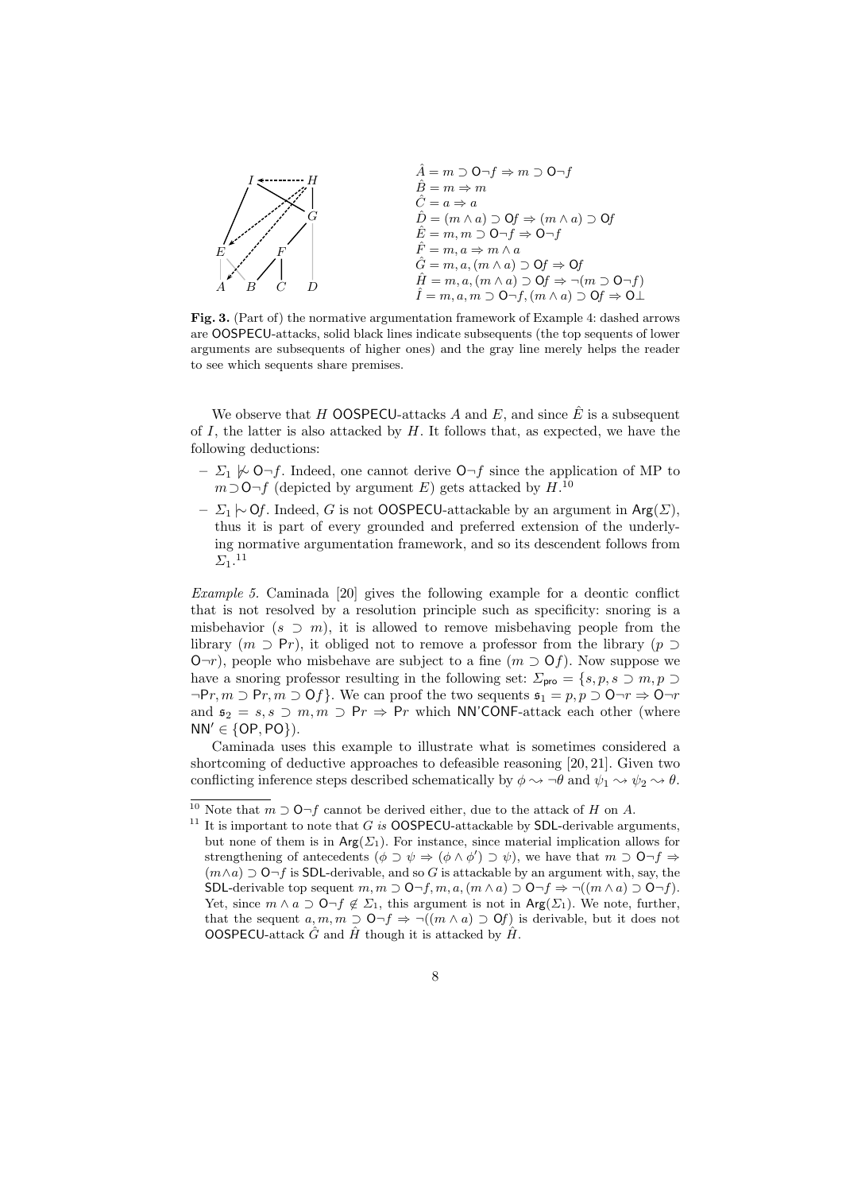$\hat{A} = m \supset \mathsf{O}\neg f \Rightarrow m \supset \mathsf{O}\neg f$
$\hat{B} = m \Rightarrow m$
$\hat{C} = a \Rightarrow a$
$\hat{D} = (m \wedge a) \supset \mathsf{O}f \Rightarrow (m \wedge a) \supset \mathsf{O}f$
$\hat{E} = m, m \supset \mathsf{O}\neg f \Rightarrow \mathsf{O}\neg f$
$\hat{F} = m, a \Rightarrow m \wedge a$
$\hat{G} = m, a, (m \wedge a) \supset \mathsf{O}f \Rightarrow \mathsf{O}f$
$\hat{H} = m, a, (m \wedge a) \supset \mathsf{O}f \Rightarrow \neg(m \supset \mathsf{O}\neg f)$
$\hat{I} = m, a, m \supset \mathsf{O}\neg f, (m \wedge a) \supset \mathsf{O}f \Rightarrow \mathsf{O}\bot$

**Fig. 3.** (Part of) the normative argumentation framework of Example 4: dashed arrows are OOSPECU-attacks, solid black lines indicate subsequents (the top sequents of lower arguments are subsequents of higher ones) and the gray line merely helps the reader to see which sequents share premises.

We observe that $H$ OOSPECU-attacks $A$ and $E$, and since $\hat{E}$ is a subsequent of $I$, the latter is also attacked by $H$. It follows that, as expected, we have the following deductions:

- $\Sigma_1 \not\mid\!\sim \mathsf{O}\neg f$. Indeed, one cannot derive $\mathsf{O}\neg f$ since the application of MP to $m \supset \mathsf{O}\neg f$ (depicted by argument $E$) gets attacked by $H$.[10]
- $\Sigma_1 \mid\!\sim \mathsf{O}f$. Indeed, $G$ is not OOSPECU-attackable by an argument in $\mathsf{Arg}(\Sigma)$, thus it is part of every grounded and preferred extension of the underlying normative argumentation framework, and so its descendent follows from $\Sigma_1$.[11]

*Example 5.* Caminada [20] gives the following example for a deontic conflict that is not resolved by a resolution principle such as specificity: snoring is a misbehavior ($s \supset m$), it is allowed to remove misbehaving people from the library ($m \supset \mathsf{P}r$), it obliged not to remove a professor from the library ($p \supset \mathsf{O}\neg r$), people who misbehave are subject to a fine ($m \supset \mathsf{O}f$). Now suppose we have a snoring professor resulting in the following set: $\Sigma_{\mathsf{pro}} = \{s, p, s \supset m, p \supset \neg\mathsf{P}r, m \supset \mathsf{P}r, m \supset \mathsf{O}f\}$. We can proof the two sequents $\mathfrak{s}_1 = p, p \supset \mathsf{O}\neg r \Rightarrow \mathsf{O}\neg r$ and $\mathfrak{s}_2 = s, s \supset m, m \supset \mathsf{P}r \Rightarrow \mathsf{P}r$ which NN'CONF-attack each other (where $\mathsf{NN}' \in \{\mathsf{OP}, \mathsf{PO}\}$).

Caminada uses this example to illustrate what is sometimes considered a shortcoming of deductive approaches to defeasible reasoning [20, 21]. Given two conflicting inference steps described schematically by $\phi \rightsquigarrow \neg\theta$ and $\psi_1 \rightsquigarrow \psi_2 \rightsquigarrow \theta$.

---

[10] Note that $m \supset \mathsf{O}\neg f$ cannot be derived either, due to the attack of $H$ on $A$.

[11] It is important to note that $G$ *is* OOSPECU-attackable by SDL-derivable arguments, but none of them is in $\mathsf{Arg}(\Sigma_1)$. For instance, since material implication allows for strengthening of antecedents ($\phi \supset \psi \Rightarrow (\phi \wedge \phi') \supset \psi$), we have that $m \supset \mathsf{O}\neg f \Rightarrow (m \wedge a) \supset \mathsf{O}\neg f$ is SDL-derivable, and so $G$ is attackable by an argument with, say, the SDL-derivable top sequent $m, m \supset \mathsf{O}\neg f, m, a, (m \wedge a) \supset \mathsf{O}\neg f \Rightarrow \neg((m \wedge a) \supset \mathsf{O}\neg f)$. Yet, since $m \wedge a \supset \mathsf{O}\neg f \notin \Sigma_1$, this argument is not in $\mathsf{Arg}(\Sigma_1)$. We note, further, that the sequent $a, m, m \supset \mathsf{O}\neg f \Rightarrow \neg((m \wedge a) \supset \mathsf{O}f)$ is derivable, but it does not OOSPECU-attack $\hat{G}$ and $\hat{H}$ though it is attacked by $\hat{H}$.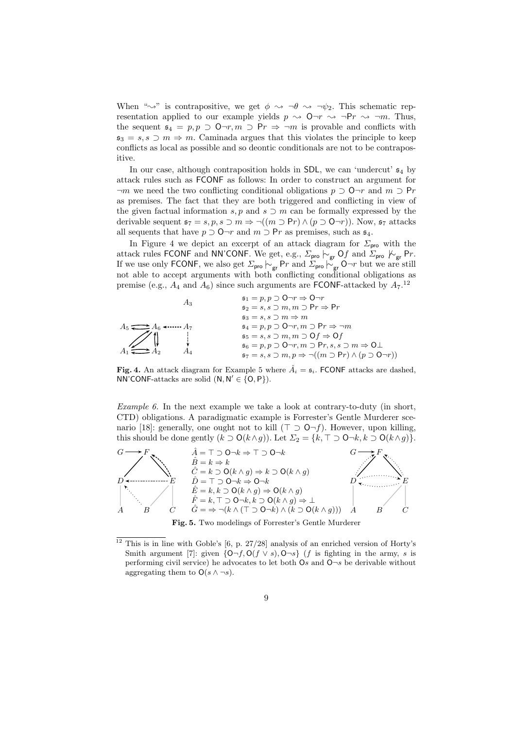When "$\rightsquigarrow$" is contrapositive, we get $\phi \rightsquigarrow \neg\theta \rightsquigarrow \neg\psi_2$. This schematic representation applied to our example yields $p \rightsquigarrow \mathsf{O}\neg r \rightsquigarrow \neg\mathsf{P}r \rightsquigarrow \neg m$. Thus, the sequent $\mathfrak{s}_4 = p, p \supset \mathsf{O}\neg r, m \supset \mathsf{P}r \Rightarrow \neg m$ is provable and conflicts with $\mathfrak{s}_3 = s, s \supset m \Rightarrow m$. Caminada argues that this violates the principle to keep conflicts as local as possible and so deontic conditionals are not to be contrapositive.

In our case, although contraposition holds in SDL, we can 'undercut' $\mathfrak{s}_4$ by attack rules such as FCONF as follows: In order to construct an argument for $\neg m$ we need the two conflicting conditional obligations $p \supset \mathsf{O}\neg r$ and $m \supset \mathsf{P}r$ as premises. The fact that they are both triggered and conflicting in view of the given factual information $s, p$ and $s \supset m$ can be formally expressed by the derivable sequent $\mathfrak{s}_7 = s, p, s \supset m \Rightarrow \neg((m \supset \mathsf{P}r) \wedge (p \supset \mathsf{O}\neg r))$. Now, $\mathfrak{s}_7$ attacks all sequents that have $p \supset \mathsf{O}\neg r$ and $m \supset \mathsf{P}r$ as premises, such as $\mathfrak{s}_4$.

In Figure 4 we depict an excerpt of an attack diagram for $\Sigma_{\mathsf{pro}}$ with the attack rules FCONF and NN'CONF. We get, e.g., $\Sigma_{\mathsf{pro}} \mid\!\sim_{\mathsf{gr}} \mathsf{O}f$ and $\Sigma_{\mathsf{pro}} \not\mid\!\sim_{\mathsf{gr}} \mathsf{P}r$. If we use only FCONF, we also get $\Sigma_{\mathsf{pro}} \mid\!\sim_{\mathsf{gr}} \mathsf{P}r$ and $\Sigma_{\mathsf{pro}} \mid\!\sim_{\mathsf{gr}} \mathsf{O}\neg r$ but we are still not able to accept arguments with both conflicting conditional obligations as premise (e.g., $A_4$ and $A_6$) since such arguments are FCONF-attacked by $A_7$.[12]

$\mathfrak{s}_1 = p, p \supset \mathsf{O}\neg r \Rightarrow \mathsf{O}\neg r$
$\mathfrak{s}_2 = s, s \supset m, m \supset \mathsf{P}r \Rightarrow \mathsf{P}r$
$\mathfrak{s}_3 = s, s \supset m \Rightarrow m$
$\mathfrak{s}_4 = p, p \supset \mathsf{O}\neg r, m \supset \mathsf{P}r \Rightarrow \neg m$
$\mathfrak{s}_5 = s, s \supset m, m \supset \mathsf{O}f \Rightarrow \mathsf{O}f$
$\mathfrak{s}_6 = p, p \supset \mathsf{O}\neg r, m \supset \mathsf{P}r, s, s \supset m \Rightarrow \mathsf{O}\bot$
$\mathfrak{s}_7 = s, s \supset m, p \Rightarrow \neg((m \supset \mathsf{P}r) \wedge (p \supset \mathsf{O}\neg r))$

**Fig. 4.** An attack diagram for Example 5 where $\hat{A}_i = \mathfrak{s}_i$. FCONF attacks are dashed, NN'CONF-attacks are solid ($\mathsf{N}, \mathsf{N}' \in \{\mathsf{O}, \mathsf{P}\}$).

*Example 6.* In the next example we take a look at contrary-to-duty (in short, CTD) obligations. A paradigmatic example is Forrester's Gentle Murderer scenario [18]: generally, one ought not to kill ($\top \supset \mathsf{O}\neg f$). However, upon killing, this should be done gently ($k \supset \mathsf{O}(k \wedge g)$). Let $\Sigma_2 = \{k, \top \supset \mathsf{O}\neg k, k \supset \mathsf{O}(k \wedge g)\}$.

$\hat{A} = \top \supset \mathsf{O}\neg k \Rightarrow \top \supset \mathsf{O}\neg k$
$\hat{B} = k \Rightarrow k$
$\hat{C} = k \supset \mathsf{O}(k \wedge g) \Rightarrow k \supset \mathsf{O}(k \wedge g)$
$\hat{D} = \top \supset \mathsf{O}\neg k \Rightarrow \mathsf{O}\neg k$
$\hat{E} = k, k \supset \mathsf{O}(k \wedge g) \Rightarrow \mathsf{O}(k \wedge g)$
$\hat{F} = k, \top \supset \mathsf{O}\neg k, k \supset \mathsf{O}(k \wedge g) \Rightarrow \bot$
$\hat{G} = \Rightarrow \neg(k \wedge (\top \supset \mathsf{O}\neg k) \wedge (k \supset \mathsf{O}(k \wedge g)))$

**Fig. 5.** Two modelings of Forrester's Gentle Murderer

[12] This is in line with Goble's [6, p. 27/28] analysis of an enriched version of Horty's Smith argument [7]: given $\{\mathsf{O}\neg f, \mathsf{O}(f \vee s), \mathsf{O}\neg s\}$ ($f$ is fighting in the army, $s$ is performing civil service) he advocates to let both $\mathsf{O}s$ and $\mathsf{O}\neg s$ be derivable without aggregating them to $\mathsf{O}(s \wedge \neg s)$.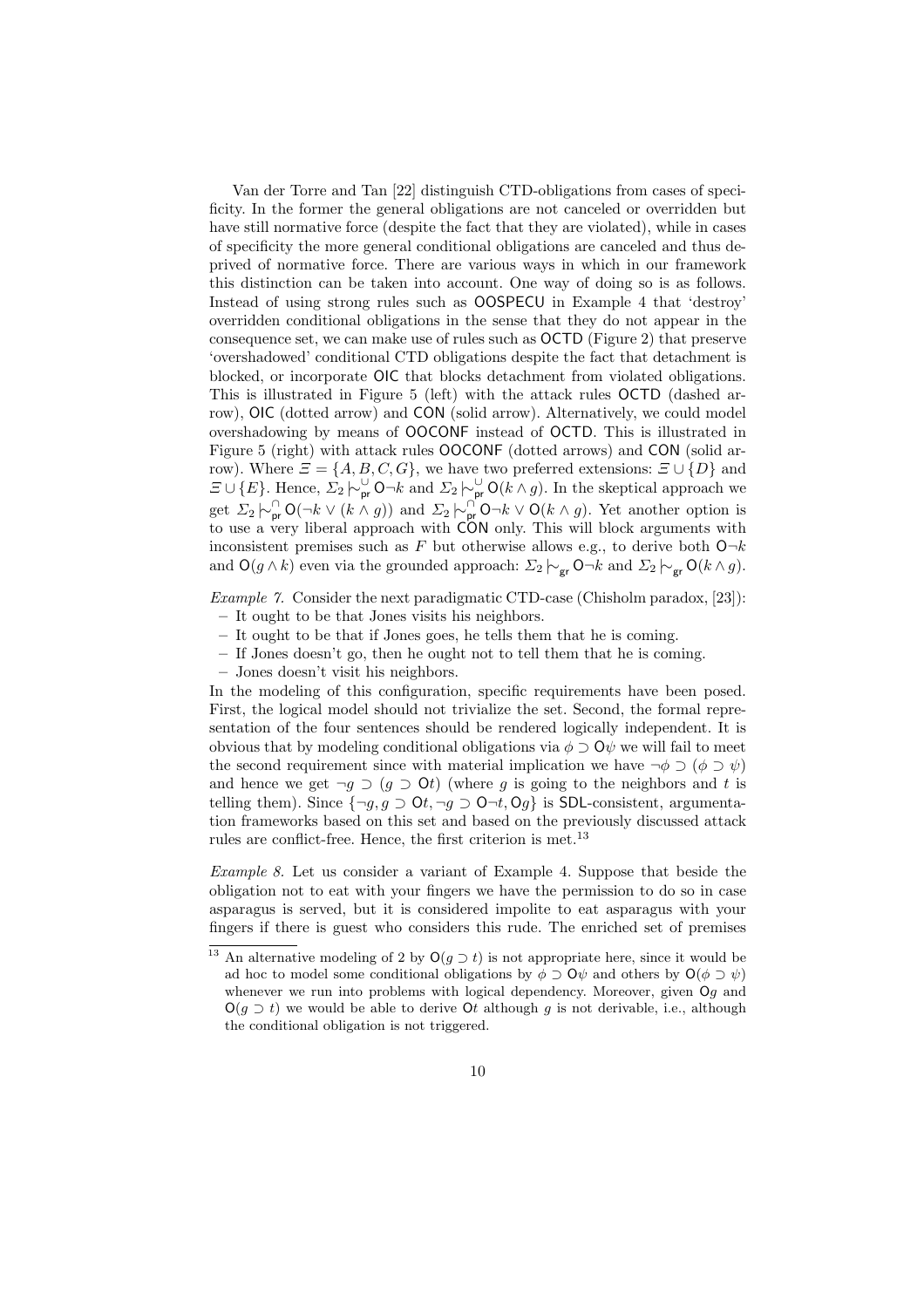Van der Torre and Tan [22] distinguish CTD-obligations from cases of specificity. In the former the general obligations are not canceled or overridden but have still normative force (despite the fact that they are violated), while in cases of specificity the more general conditional obligations are canceled and thus deprived of normative force. There are various ways in which in our framework this distinction can be taken into account. One way of doing so is as follows. Instead of using strong rules such as OOSPECU in Example 4 that 'destroy' overridden conditional obligations in the sense that they do not appear in the consequence set, we can make use of rules such as OCTD (Figure 2) that preserve 'overshadowed' conditional CTD obligations despite the fact that detachment is blocked, or incorporate OIC that blocks detachment from violated obligations. This is illustrated in Figure 5 (left) with the attack rules OCTD (dashed arrow), OIC (dotted arrow) and CON (solid arrow). Alternatively, we could model overshadowing by means of OOCONF instead of OCTD. This is illustrated in Figure 5 (right) with attack rules OOCONF (dotted arrows) and CON (solid arrow). Where $\Xi = \{A, B, C, G\}$, we have two preferred extensions: $\Xi \cup \{D\}$ and $\Xi \cup \{E\}$. Hence, $\Sigma_2 \mathrel{|\!\sim}^{\cup}_{\mathsf{pr}} \mathsf{O}\neg k$ and $\Sigma_2 \mathrel{|\!\sim}^{\cup}_{\mathsf{pr}} \mathsf{O}(k \wedge g)$. In the skeptical approach we get $\Sigma_2 \mathrel{|\!\sim}^{\cap}_{\mathsf{pr}} \mathsf{O}(\neg k \vee (k \wedge g))$ and $\Sigma_2 \mathrel{|\!\sim}^{\cap}_{\mathsf{pr}} \mathsf{O}\neg k \vee \mathsf{O}(k \wedge g)$. Yet another option is to use a very liberal approach with CON only. This will block arguments with inconsistent premises such as $F$ but otherwise allows e.g., to derive both $\mathsf{O}\neg k$ and $\mathsf{O}(g \wedge k)$ even via the grounded approach: $\Sigma_2 \mathrel{|\!\sim}_{\mathsf{gr}} \mathsf{O}\neg k$ and $\Sigma_2 \mathrel{|\!\sim}_{\mathsf{gr}} \mathsf{O}(k \wedge g)$.

*Example 7.* Consider the next paradigmatic CTD-case (Chisholm paradox, [23]):

- It ought to be that Jones visits his neighbors.
- It ought to be that if Jones goes, he tells them that he is coming.
- If Jones doesn't go, then he ought not to tell them that he is coming.
- Jones doesn't visit his neighbors.

In the modeling of this configuration, specific requirements have been posed. First, the logical model should not trivialize the set. Second, the formal representation of the four sentences should be rendered logically independent. It is obvious that by modeling conditional obligations via $\phi \supset \mathsf{O}\psi$ we will fail to meet the second requirement since with material implication we have $\neg\phi \supset (\phi \supset \psi)$ and hence we get $\neg g \supset (g \supset \mathsf{O}t)$ (where $g$ is going to the neighbors and $t$ is telling them). Since $\{\neg g, g \supset \mathsf{O}t, \neg g \supset \mathsf{O}\neg t, \mathsf{O}g\}$ is SDL-consistent, argumentation frameworks based on this set and based on the previously discussed attack rules are conflict-free. Hence, the first criterion is met.[13]

*Example 8.* Let us consider a variant of Example 4. Suppose that beside the obligation not to eat with your fingers we have the permission to do so in case asparagus is served, but it is considered impolite to eat asparagus with your fingers if there is guest who considers this rude. The enriched set of premises

[13] An alternative modeling of 2 by $\mathsf{O}(g \supset t)$ is not appropriate here, since it would be ad hoc to model some conditional obligations by $\phi \supset \mathsf{O}\psi$ and others by $\mathsf{O}(\phi \supset \psi)$ whenever we run into problems with logical dependency. Moreover, given $\mathsf{O}g$ and $\mathsf{O}(g \supset t)$ we would be able to derive $\mathsf{O}t$ although $g$ is not derivable, i.e., although the conditional obligation is not triggered.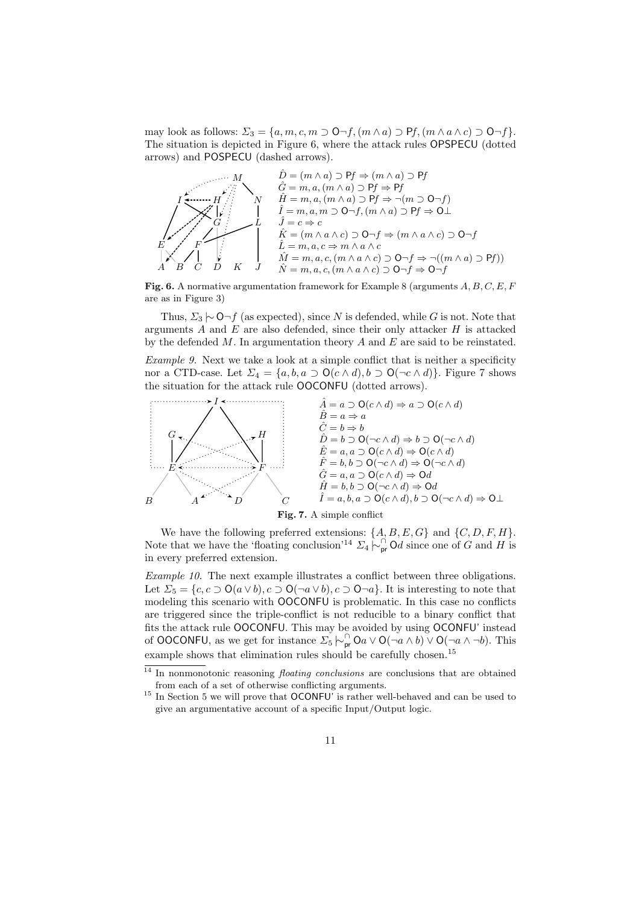may look as follows: $\Sigma_3 = \{a, m, c, m \supset \mathsf{O}\neg f, (m \wedge a) \supset \mathsf{P}f, (m \wedge a \wedge c) \supset \mathsf{O}\neg f\}$. The situation is depicted in Figure 6, where the attack rules OPSPECU (dotted arrows) and POSPECU (dashed arrows).

$\hat{D} = (m \wedge a) \supset \mathsf{P}f \Rightarrow (m \wedge a) \supset \mathsf{P}f$
$\hat{G} = m, a, (m \wedge a) \supset \mathsf{P}f \Rightarrow \mathsf{P}f$
$\hat{H} = m, a, (m \wedge a) \supset \mathsf{P}f \Rightarrow \neg(m \supset \mathsf{O}\neg f)$
$\hat{I} = m, a, m \supset \mathsf{O}\neg f, (m \wedge a) \supset \mathsf{P}f \Rightarrow \mathsf{O}\bot$
$\hat{J} = c \Rightarrow c$
$\hat{K} = (m \wedge a \wedge c) \supset \mathsf{O}\neg f \Rightarrow (m \wedge a \wedge c) \supset \mathsf{O}\neg f$
$\hat{L} = m, a, c \Rightarrow m \wedge a \wedge c$
$\hat{M} = m, a, c, (m \wedge a \wedge c) \supset \mathsf{O}\neg f \Rightarrow \neg((m \wedge a) \supset \mathsf{P}f))$
$\hat{N} = m, a, c, (m \wedge a \wedge c) \supset \mathsf{O}\neg f \Rightarrow \mathsf{O}\neg f$

**Fig. 6.** A normative argumentation framework for Example 8 (arguments $A, B, C, E, F$ are as in Figure 3)

Thus, $\Sigma_3 \mid\!\sim \mathsf{O}\neg f$ (as expected), since $N$ is defended, while $G$ is not. Note that arguments $A$ and $E$ are also defended, since their only attacker $H$ is attacked by the defended $M$. In argumentation theory $A$ and $E$ are said to be reinstated.

*Example 9.* Next we take a look at a simple conflict that is neither a specificity nor a CTD-case. Let $\Sigma_4 = \{a, b, a \supset \mathsf{O}(c \wedge d), b \supset \mathsf{O}(\neg c \wedge d)\}$. Figure 7 shows the situation for the attack rule OOCONFU (dotted arrows).

$\hat{A} = a \supset \mathsf{O}(c \wedge d) \Rightarrow a \supset \mathsf{O}(c \wedge d)$
$\hat{B} = a \Rightarrow a$
$\hat{C} = b \Rightarrow b$
$\hat{D} = b \supset \mathsf{O}(\neg c \wedge d) \Rightarrow b \supset \mathsf{O}(\neg c \wedge d)$
$\hat{E} = a, a \supset \mathsf{O}(c \wedge d) \Rightarrow \mathsf{O}(c \wedge d)$
$\hat{F} = b, b \supset \mathsf{O}(\neg c \wedge d) \Rightarrow \mathsf{O}(\neg c \wedge d)$
$\hat{G} = a, a \supset \mathsf{O}(c \wedge d) \Rightarrow \mathsf{O}d$
$\hat{H} = b, b \supset \mathsf{O}(\neg c \wedge d) \Rightarrow \mathsf{O}d$
$\hat{I} = a, b, a \supset \mathsf{O}(c \wedge d), b \supset \mathsf{O}(\neg c \wedge d) \Rightarrow \mathsf{O}\bot$

**Fig. 7.** A simple conflict

We have the following preferred extensions: $\{A, B, E, G\}$ and $\{C, D, F, H\}$. Note that we have the 'floating conclusion'[14] $\Sigma_4 \mid\!\sim^{\cap}_{\mathsf{pr}} \mathsf{O}d$ since one of $G$ and $H$ is in every preferred extension.

*Example 10.* The next example illustrates a conflict between three obligations. Let $\Sigma_5 = \{c, c \supset \mathsf{O}(a \vee b), c \supset \mathsf{O}(\neg a \vee b), c \supset \mathsf{O}\neg a\}$. It is interesting to note that modeling this scenario with OOCONFU is problematic. In this case no conflicts are triggered since the triple-conflict is not reducible to a binary conflict that fits the attack rule OOCONFU. This may be avoided by using OCONFU′ instead of OOCONFU, as we get for instance $\Sigma_5 \mid\!\sim^{\cap}_{\mathsf{pr}} \mathsf{O}a \vee \mathsf{O}(\neg a \wedge b) \vee \mathsf{O}(\neg a \wedge \neg b)$. This example shows that elimination rules should be carefully chosen.[15]

[14] In nonmonotonic reasoning *floating conclusions* are conclusions that are obtained from each of a set of otherwise conflicting arguments.

[15] In Section 5 we will prove that OCONFU′ is rather well-behaved and can be used to give an argumentative account of a specific Input/Output logic.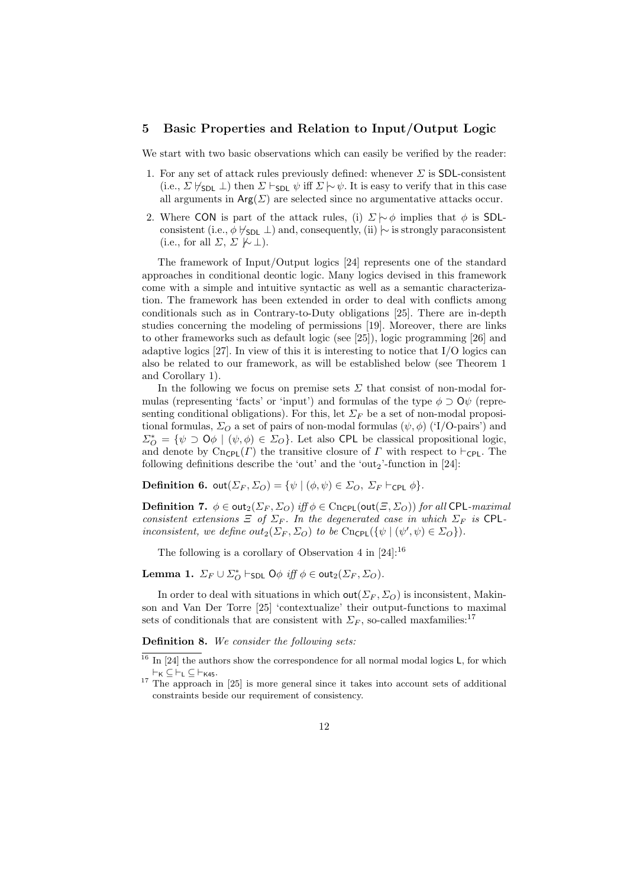## 5 Basic Properties and Relation to Input/Output Logic

We start with two basic observations which can easily be verified by the reader:

1. For any set of attack rules previously defined: whenever $\Sigma$ is $\mathsf{SDL}$-consistent (i.e., $\Sigma \nvdash_{\mathsf{SDL}} \bot$) then $\Sigma \vdash_{\mathsf{SDL}} \psi$ iff $\Sigma \mid\!\sim \psi$. It is easy to verify that in this case all arguments in $\mathsf{Arg}(\Sigma)$ are selected since no argumentative attacks occur.
2. Where $\mathsf{CON}$ is part of the attack rules, (i) $\Sigma \mid\!\sim \phi$ implies that $\phi$ is $\mathsf{SDL}$-consistent (i.e., $\phi \nvdash_{\mathsf{SDL}} \bot$) and, consequently, (ii) $\mid\!\sim$ is strongly paraconsistent (i.e., for all $\Sigma$, $\Sigma \not\mid\!\sim \bot$).

The framework of Input/Output logics [24] represents one of the standard approaches in conditional deontic logic. Many logics devised in this framework come with a simple and intuitive syntactic as well as a semantic characterization. The framework has been extended in order to deal with conflicts among conditionals such as in Contrary-to-Duty obligations [25]. There are in-depth studies concerning the modeling of permissions [19]. Moreover, there are links to other frameworks such as default logic (see [25]), logic programming [26] and adaptive logics [27]. In view of this it is interesting to notice that I/O logics can also be related to our framework, as will be established below (see Theorem 1 and Corollary 1).

In the following we focus on premise sets $\Sigma$ that consist of non-modal formulas (representing 'facts' or 'input') and formulas of the type $\phi \supset \mathsf{O}\psi$ (representing conditional obligations). For this, let $\Sigma_F$ be a set of non-modal propositional formulas, $\Sigma_O$ a set of pairs of non-modal formulas $(\psi, \phi)$ ('I/O-pairs') and $\Sigma_O^* = \{\psi \supset \mathsf{O}\phi \mid (\psi, \phi) \in \Sigma_O\}$. Let also $\mathsf{CPL}$ be classical propositional logic, and denote by $\mathrm{Cn}_{\mathsf{CPL}}(\Gamma)$ the transitive closure of $\Gamma$ with respect to $\vdash_{\mathsf{CPL}}$. The following definitions describe the 'out' and the 'out$_2$'-function in [24]:

**Definition 6.** $\mathsf{out}(\Sigma_F, \Sigma_O) = \{\psi \mid (\phi, \psi) \in \Sigma_O,\ \Sigma_F \vdash_{\mathsf{CPL}} \phi\}$.

**Definition 7.** *$\phi \in \mathsf{out}_2(\Sigma_F, \Sigma_O)$ iff $\phi \in \mathrm{Cn}_{\mathsf{CPL}}(\mathsf{out}(\Xi, \Sigma_O))$ for all $\mathsf{CPL}$-maximal consistent extensions $\Xi$ of $\Sigma_F$. In the degenerated case in which $\Sigma_F$ is $\mathsf{CPL}$-inconsistent, we define $out_2(\Sigma_F, \Sigma_O)$ to be $\mathrm{Cn}_{\mathsf{CPL}}(\{\psi \mid (\psi', \psi) \in \Sigma_O\})$.*

The following is a corollary of Observation 4 in [24]:[16]

**Lemma 1.** *$\Sigma_F \cup \Sigma_O^* \vdash_{\mathsf{SDL}} \mathsf{O}\phi$ iff $\phi \in \mathsf{out}_2(\Sigma_F, \Sigma_O)$.*

In order to deal with situations in which $\mathsf{out}(\Sigma_F, \Sigma_O)$ is inconsistent, Makinson and Van Der Torre [25] 'contextualize' their output-functions to maximal sets of conditionals that are consistent with $\Sigma_F$, so-called maxfamilies:[17]

**Definition 8.** *We consider the following sets:*

---

[16] In [24] the authors show the correspondence for all normal modal logics $\mathsf{L}$, for which $\vdash_{\mathsf{K}} \subseteq \vdash_{\mathsf{L}} \subseteq \vdash_{\mathsf{K45}}$.

[17] The approach in [25] is more general since it takes into account sets of additional constraints beside our requirement of consistency.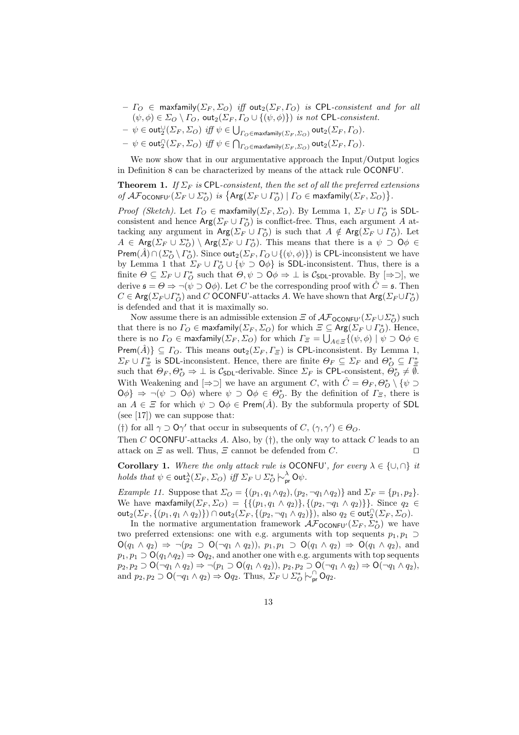- $\Gamma_O \in \mathsf{maxfamily}(\Sigma_F, \Sigma_O)$ *iff* $\mathsf{out}_2(\Sigma_F, \Gamma_O)$ *is* CPL*-consistent and for all* $(\psi, \phi) \in \Sigma_O \setminus \Gamma_O$, $\mathsf{out}_2(\Sigma_F, \Gamma_O \cup \{(\psi, \phi)\})$ *is not* CPL*-consistent.*
- $\psi \in \mathsf{out}_2^{\cup}(\Sigma_F, \Sigma_O)$ *iff* $\psi \in \bigcup_{\Gamma_O \in \mathsf{maxfamily}(\Sigma_F, \Sigma_O)} \mathsf{out}_2(\Sigma_F, \Gamma_O)$.
- $\psi \in \mathsf{out}_2^{\cap}(\Sigma_F, \Sigma_O)$ *iff* $\psi \in \bigcap_{\Gamma_O \in \mathsf{maxfamily}(\Sigma_F, \Sigma_O)} \mathsf{out}_2(\Sigma_F, \Gamma_O)$.

We now show that in our argumentative approach the Input/Output logics in Definition 8 can be characterized by means of the attack rule OCONFU'.

**Theorem 1.** *If $\Sigma_F$ is* CPL*-consistent, then the set of all the preferred extensions of $\mathcal{AF}_{\mathsf{OCONFU'}}(\Sigma_F \cup \Sigma_O^*)$ is $\{\mathsf{Arg}(\Sigma_F \cup \Gamma_O^*) \mid \Gamma_O \in \mathsf{maxfamily}(\Sigma_F, \Sigma_O)\}$.*

*Proof (Sketch).* Let $\Gamma_O \in \mathsf{maxfamily}(\Sigma_F, \Sigma_O)$. By Lemma 1, $\Sigma_F \cup \Gamma_O^*$ is SDL-consistent and hence $\mathsf{Arg}(\Sigma_F \cup \Gamma_O^*)$ is conflict-free. Thus, each argument $A$ attacking any argument in $\mathsf{Arg}(\Sigma_F \cup \Gamma_O^*)$ is such that $A \notin \mathsf{Arg}(\Sigma_F \cup \Gamma_O^*)$. Let $A \in \mathsf{Arg}(\Sigma_F \cup \Sigma_O^*) \setminus \mathsf{Arg}(\Sigma_F \cup \Gamma_O^*)$. This means that there is a $\psi \supset \mathsf{O}\phi \in \mathsf{Prem}(\hat{A}) \cap (\Sigma_O^* \setminus \Gamma_O^*)$. Since $\mathsf{out}_2(\Sigma_F, \Gamma_O \cup \{(\psi, \phi)\})$ is CPL-inconsistent we have by Lemma 1 that $\Sigma_F \cup \Gamma_O^* \cup \{\psi \supset \mathsf{O}\phi\}$ is SDL-inconsistent. Thus, there is a finite $\Theta \subseteq \Sigma_F \cup \Gamma_O^*$ such that $\Theta, \psi \supset \mathsf{O}\phi \Rightarrow \bot$ is $\mathcal{C}_{\mathsf{SDL}}$-provable. By $[\Rightarrow\supset]$, we derive $\mathfrak{s} = \Theta \Rightarrow \neg(\psi \supset \mathsf{O}\phi)$. Let $C$ be the corresponding proof with $\hat{C} = \mathfrak{s}$. Then $C \in \mathsf{Arg}(\Sigma_F \cup \Gamma_O^*)$ and $C$ OCONFU'-attacks $A$. We have shown that $\mathsf{Arg}(\Sigma_F \cup \Gamma_O^*)$ is defended and that it is maximally so.

Now assume there is an admissible extension $\Xi$ of $\mathcal{AF}_{\mathsf{OCONFU'}}(\Sigma_F \cup \Sigma_O^*)$ such that there is no $\Gamma_O \in \mathsf{maxfamily}(\Sigma_F, \Sigma_O)$ for which $\Xi \subseteq \mathsf{Arg}(\Sigma_F \cup \Gamma_O^*)$. Hence, there is no $\Gamma_O \in \mathsf{maxfamily}(\Sigma_F, \Sigma_O)$ for which $\Gamma_\Xi = \bigcup_{A \in \Xi} \{(\psi, \phi) \mid \psi \supset \mathsf{O}\phi \in \mathsf{Prem}(\hat{A})\} \subseteq \Gamma_O$. This means $\mathsf{out}_2(\Sigma_F, \Gamma_\Xi)$ is CPL-inconsistent. By Lemma 1, $\Sigma_F \cup \Gamma_\Xi^*$ is SDL-inconsistent. Hence, there are finite $\Theta_F \subseteq \Sigma_F$ and $\Theta_O^* \subseteq \Gamma_\Xi^*$ such that $\Theta_F, \Theta_O^* \Rightarrow \bot$ is $\mathcal{C}_{\mathsf{SDL}}$-derivable. Since $\Sigma_F$ is CPL-consistent, $\Theta_O^* \neq \emptyset$. With Weakening and $[\Rightarrow\supset]$ we have an argument $C$, with $\hat{C} = \Theta_F, \Theta_O^* \setminus \{\psi \supset \mathsf{O}\phi\} \Rightarrow \neg(\psi \supset \mathsf{O}\phi)$ where $\psi \supset \mathsf{O}\phi \in \Theta_O^*$. By the definition of $\Gamma_\Xi$, there is an $A \in \Xi$ for which $\psi \supset \mathsf{O}\phi \in \mathsf{Prem}(\hat{A})$. By the subformula property of SDL (see [17]) we can suppose that:

(†) for all $\gamma \supset \mathsf{O}\gamma'$ that occur in subsequents of $C$, $(\gamma, \gamma') \in \Theta_O$.

Then $C$ OCONFU'-attacks $A$. Also, by (†), the only way to attack $C$ leads to an attack on $\Xi$ as well. Thus, $\Xi$ cannot be defended from $C$. ⊓⊔

**Corollary 1.** *Where the only attack rule is* OCONFU'*, for every $\lambda \in \{\cup, \cap\}$ it holds that $\psi \in \mathsf{out}_2^{\lambda}(\Sigma_F, \Sigma_O)$ iff $\Sigma_F \cup \Sigma_O^* \mathrel{|\!\!\sim}^{\lambda}_{\mathsf{pr}} \mathsf{O}\psi$.*

*Example 11.* Suppose that $\Sigma_O = \{(p_1, q_1 \wedge q_2), (p_2, \neg q_1 \wedge q_2)\}$ and $\Sigma_F = \{p_1, p_2\}$. We have $\mathsf{maxfamily}(\Sigma_F, \Sigma_O) = \{\{(p_1, q_1 \wedge q_2)\}, \{(p_2, \neg q_1 \wedge q_2)\}\}$. Since $q_2 \in \mathsf{out}_2(\Sigma_F, \{(p_1, q_1 \wedge q_2)\}) \cap \mathsf{out}_2(\Sigma_F, \{(p_2, \neg q_1 \wedge q_2)\})$, also $q_2 \in \mathsf{out}_2^{\cap}(\Sigma_F, \Sigma_O)$.

In the normative argumentation framework $\mathcal{AF}_{\mathsf{OCONFU'}}(\Sigma_F, \Sigma_O^*)$ we have two preferred extensions: one with e.g. arguments with top sequents $p_1, p_1 \supset \mathsf{O}(q_1 \wedge q_2) \Rightarrow \neg(p_2 \supset \mathsf{O}(\neg q_1 \wedge q_2))$, $p_1, p_1 \supset \mathsf{O}(q_1 \wedge q_2) \Rightarrow \mathsf{O}(q_1 \wedge q_2)$, and $p_1, p_1 \supset \mathsf{O}(q_1 \wedge q_2) \Rightarrow \mathsf{O}q_2$, and another one with e.g. arguments with top sequents $p_2, p_2 \supset \mathsf{O}(\neg q_1 \wedge q_2) \Rightarrow \neg(p_1 \supset \mathsf{O}(q_1 \wedge q_2))$, $p_2, p_2 \supset \mathsf{O}(\neg q_1 \wedge q_2) \Rightarrow \mathsf{O}(\neg q_1 \wedge q_2)$, and $p_2, p_2 \supset \mathsf{O}(\neg q_1 \wedge q_2) \Rightarrow \mathsf{O}q_2$. Thus, $\Sigma_F \cup \Sigma_O^* \mathrel{|\!\!\sim}^{\cap}_{\mathsf{pr}} \mathsf{O}q_2$.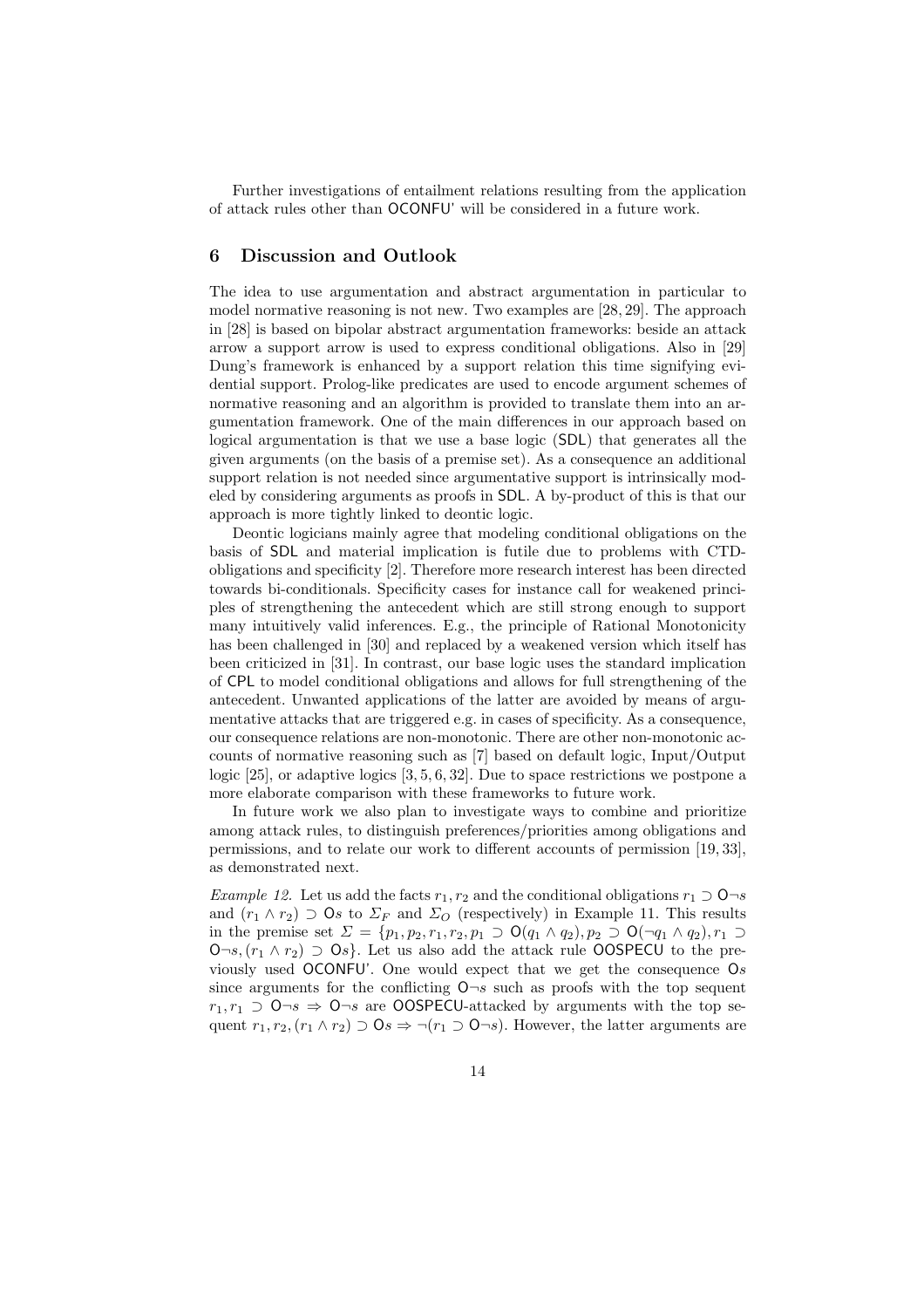Further investigations of entailment relations resulting from the application of attack rules other than OCONFU' will be considered in a future work.

## 6 Discussion and Outlook

The idea to use argumentation and abstract argumentation in particular to model normative reasoning is not new. Two examples are [28, 29]. The approach in [28] is based on bipolar abstract argumentation frameworks: beside an attack arrow a support arrow is used to express conditional obligations. Also in [29] Dung's framework is enhanced by a support relation this time signifying evidential support. Prolog-like predicates are used to encode argument schemes of normative reasoning and an algorithm is provided to translate them into an argumentation framework. One of the main differences in our approach based on logical argumentation is that we use a base logic (SDL) that generates all the given arguments (on the basis of a premise set). As a consequence an additional support relation is not needed since argumentative support is intrinsically modeled by considering arguments as proofs in SDL. A by-product of this is that our approach is more tightly linked to deontic logic.

Deontic logicians mainly agree that modeling conditional obligations on the basis of SDL and material implication is futile due to problems with CTD-obligations and specificity [2]. Therefore more research interest has been directed towards bi-conditionals. Specificity cases for instance call for weakened principles of strengthening the antecedent which are still strong enough to support many intuitively valid inferences. E.g., the principle of Rational Monotonicity has been challenged in [30] and replaced by a weakened version which itself has been criticized in [31]. In contrast, our base logic uses the standard implication of CPL to model conditional obligations and allows for full strengthening of the antecedent. Unwanted applications of the latter are avoided by means of argumentative attacks that are triggered e.g. in cases of specificity. As a consequence, our consequence relations are non-monotonic. There are other non-monotonic accounts of normative reasoning such as [7] based on default logic, Input/Output logic [25], or adaptive logics [3, 5, 6, 32]. Due to space restrictions we postpone a more elaborate comparison with these frameworks to future work.

In future work we also plan to investigate ways to combine and prioritize among attack rules, to distinguish preferences/priorities among obligations and permissions, and to relate our work to different accounts of permission [19, 33], as demonstrated next.

*Example 12.* Let us add the facts $r_1, r_2$ and the conditional obligations $r_1 \supset \mathsf{O}\neg s$ and $(r_1 \wedge r_2) \supset \mathsf{O}s$ to $\Sigma_F$ and $\Sigma_O$ (respectively) in Example 11. This results in the premise set $\Sigma = \{p_1, p_2, r_1, r_2, p_1 \supset \mathsf{O}(q_1 \wedge q_2), p_2 \supset \mathsf{O}(\neg q_1 \wedge q_2), r_1 \supset \mathsf{O}\neg s, (r_1 \wedge r_2) \supset \mathsf{O}s\}$. Let us also add the attack rule OOSPECU to the previously used OCONFU'. One would expect that we get the consequence $\mathsf{O}s$ since arguments for the conflicting $\mathsf{O}\neg s$ such as proofs with the top sequent $r_1, r_1 \supset \mathsf{O}\neg s \Rightarrow \mathsf{O}\neg s$ are OOSPECU-attacked by arguments with the top sequent $r_1, r_2, (r_1 \wedge r_2) \supset \mathsf{O}s \Rightarrow \neg(r_1 \supset \mathsf{O}\neg s)$. However, the latter arguments are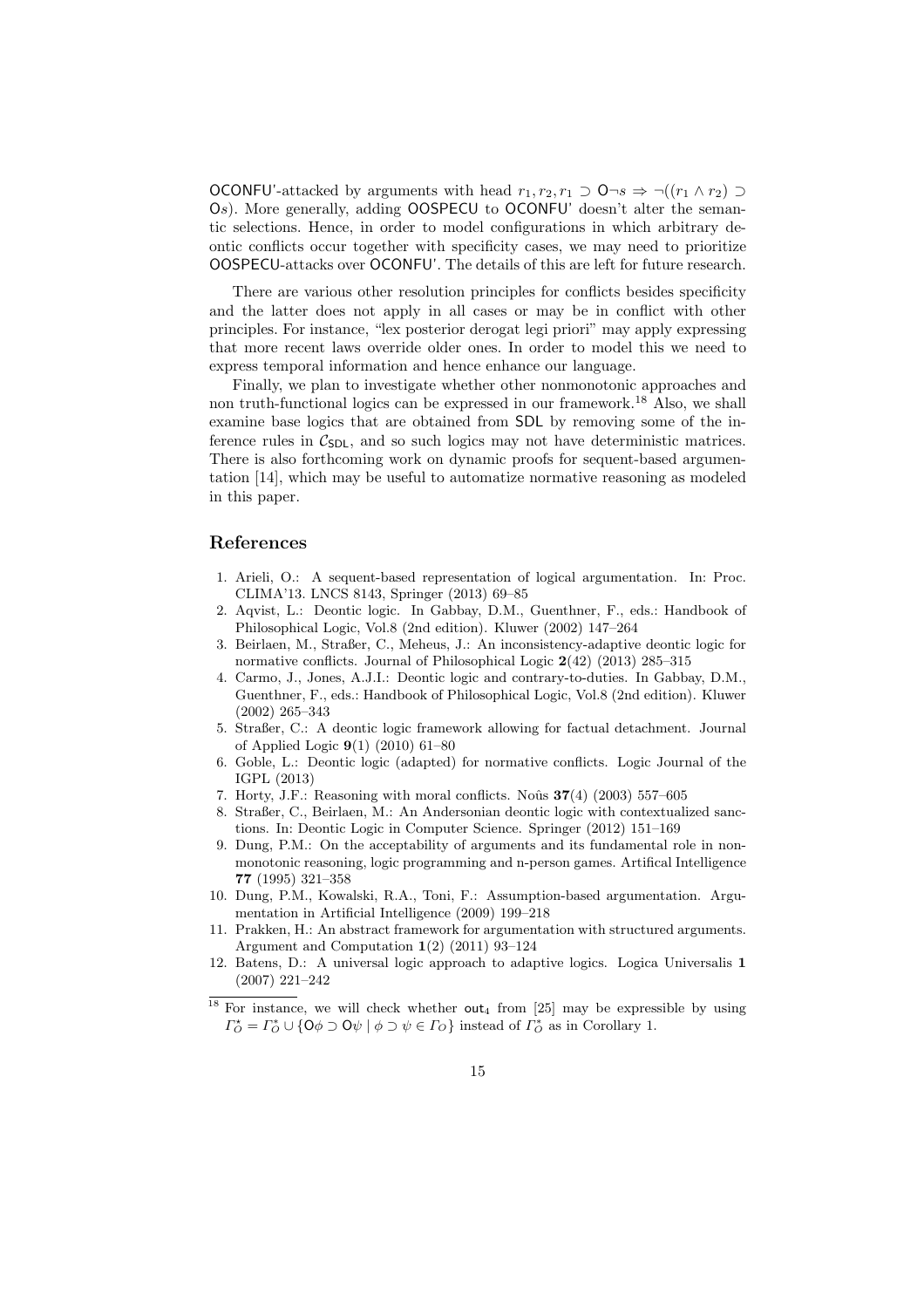OCONFU'-attacked by arguments with head $r_1, r_2, r_1 \supset \mathsf{O}\neg s \Rightarrow \neg((r_1 \wedge r_2) \supset \mathsf{O}s)$. More generally, adding OOSPECU to OCONFU' doesn't alter the semantic selections. Hence, in order to model configurations in which arbitrary deontic conflicts occur together with specificity cases, we may need to prioritize OOSPECU-attacks over OCONFU'. The details of this are left for future research.

There are various other resolution principles for conflicts besides specificity and the latter does not apply in all cases or may be in conflict with other principles. For instance, "lex posterior derogat legi priori" may apply expressing that more recent laws override older ones. In order to model this we need to express temporal information and hence enhance our language.

Finally, we plan to investigate whether other nonmonotonic approaches and non truth-functional logics can be expressed in our framework.[18] Also, we shall examine base logics that are obtained from SDL by removing some of the inference rules in $\mathcal{C}_{\mathsf{SDL}}$, and so such logics may not have deterministic matrices. There is also forthcoming work on dynamic proofs for sequent-based argumentation [14], which may be useful to automatize normative reasoning as modeled in this paper.

## References

1. Arieli, O.: A sequent-based representation of logical argumentation. In: Proc. CLIMA'13. LNCS 8143, Springer (2013) 69–85
2. Aqvist, L.: Deontic logic. In Gabbay, D.M., Guenthner, F., eds.: Handbook of Philosophical Logic, Vol.8 (2nd edition). Kluwer (2002) 147–264
3. Beirlaen, M., Straßer, C., Meheus, J.: An inconsistency-adaptive deontic logic for normative conflicts. Journal of Philosophical Logic **2**(42) (2013) 285–315
4. Carmo, J., Jones, A.J.I.: Deontic logic and contrary-to-duties. In Gabbay, D.M., Guenthner, F., eds.: Handbook of Philosophical Logic, Vol.8 (2nd edition). Kluwer (2002) 265–343
5. Straßer, C.: A deontic logic framework allowing for factual detachment. Journal of Applied Logic **9**(1) (2010) 61–80
6. Goble, L.: Deontic logic (adapted) for normative conflicts. Logic Journal of the IGPL (2013)
7. Horty, J.F.: Reasoning with moral conflicts. Noûs **37**(4) (2003) 557–605
8. Straßer, C., Beirlaen, M.: An Andersonian deontic logic with contextualized sanctions. In: Deontic Logic in Computer Science. Springer (2012) 151–169
9. Dung, P.M.: On the acceptability of arguments and its fundamental role in nonmonotonic reasoning, logic programming and n-person games. Artifical Intelligence **77** (1995) 321–358
10. Dung, P.M., Kowalski, R.A., Toni, F.: Assumption-based argumentation. Argumentation in Artificial Intelligence (2009) 199–218
11. Prakken, H.: An abstract framework for argumentation with structured arguments. Argument and Computation **1**(2) (2011) 93–124
12. Batens, D.: A universal logic approach to adaptive logics. Logica Universalis **1** (2007) 221–242

[18] For instance, we will check whether $\mathsf{out}_4$ from [25] may be expressible by using $\Gamma_O^\star = \Gamma_O^* \cup \{\mathsf{O}\phi \supset \mathsf{O}\psi \mid \phi \supset \psi \in \Gamma_O\}$ instead of $\Gamma_O^*$ as in Corollary 1.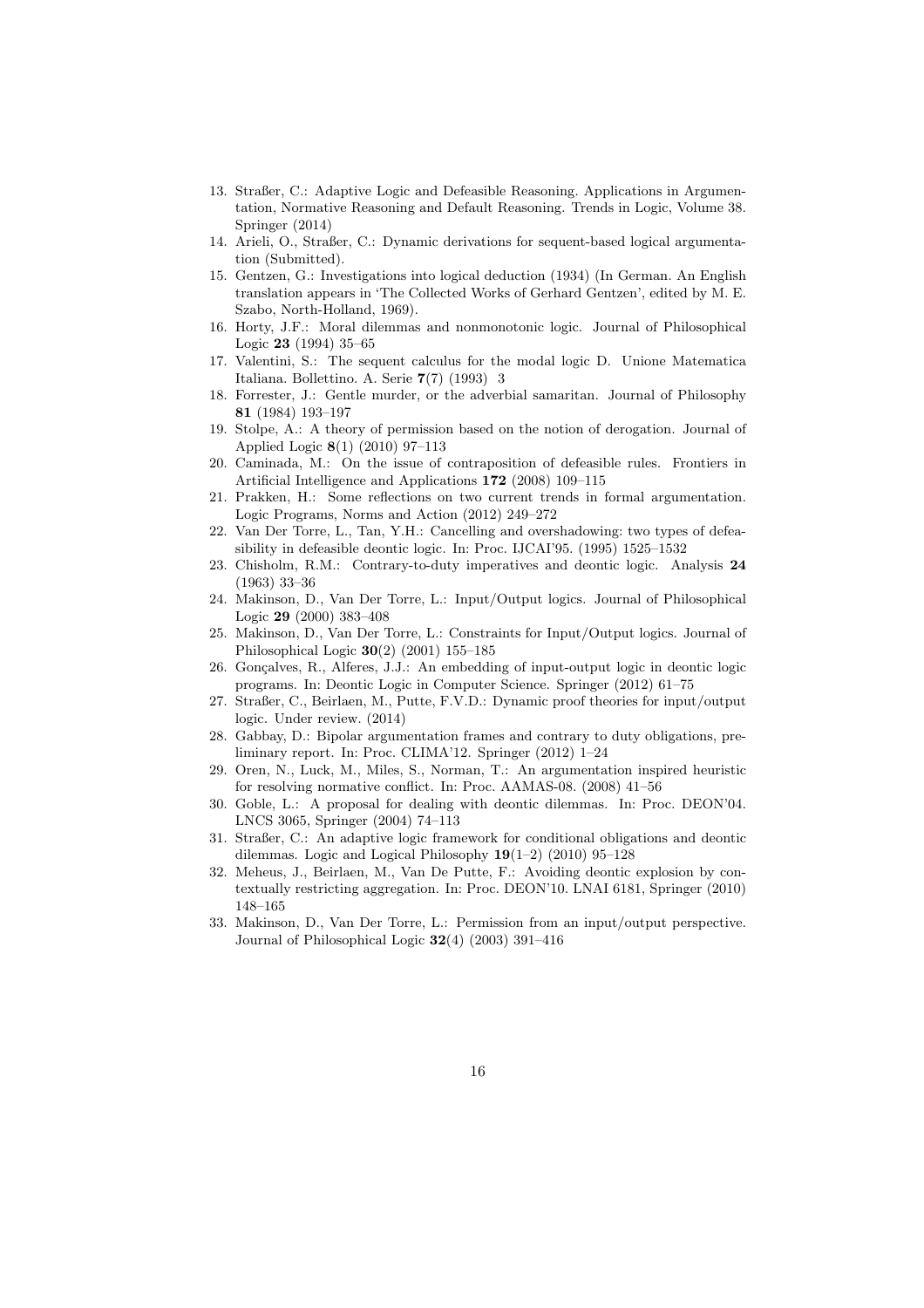13. Straßer, C.: Adaptive Logic and Defeasible Reasoning. Applications in Argumentation, Normative Reasoning and Default Reasoning. Trends in Logic, Volume 38. Springer (2014)
14. Arieli, O., Straßer, C.: Dynamic derivations for sequent-based logical argumentation (Submitted).
15. Gentzen, G.: Investigations into logical deduction (1934) (In German. An English translation appears in 'The Collected Works of Gerhard Gentzen', edited by M. E. Szabo, North-Holland, 1969).
16. Horty, J.F.: Moral dilemmas and nonmonotonic logic. Journal of Philosophical Logic **23** (1994) 35–65
17. Valentini, S.: The sequent calculus for the modal logic D. Unione Matematica Italiana. Bollettino. A. Serie **7**(7) (1993) 3
18. Forrester, J.: Gentle murder, or the adverbial samaritan. Journal of Philosophy **81** (1984) 193–197
19. Stolpe, A.: A theory of permission based on the notion of derogation. Journal of Applied Logic **8**(1) (2010) 97–113
20. Caminada, M.: On the issue of contraposition of defeasible rules. Frontiers in Artificial Intelligence and Applications **172** (2008) 109–115
21. Prakken, H.: Some reflections on two current trends in formal argumentation. Logic Programs, Norms and Action (2012) 249–272
22. Van Der Torre, L., Tan, Y.H.: Cancelling and overshadowing: two types of defeasibility in defeasible deontic logic. In: Proc. IJCAI'95. (1995) 1525–1532
23. Chisholm, R.M.: Contrary-to-duty imperatives and deontic logic. Analysis **24** (1963) 33–36
24. Makinson, D., Van Der Torre, L.: Input/Output logics. Journal of Philosophical Logic **29** (2000) 383–408
25. Makinson, D., Van Der Torre, L.: Constraints for Input/Output logics. Journal of Philosophical Logic **30**(2) (2001) 155–185
26. Gonçalves, R., Alferes, J.J.: An embedding of input-output logic in deontic logic programs. In: Deontic Logic in Computer Science. Springer (2012) 61–75
27. Straßer, C., Beirlaen, M., Putte, F.V.D.: Dynamic proof theories for input/output logic. Under review. (2014)
28. Gabbay, D.: Bipolar argumentation frames and contrary to duty obligations, preliminary report. In: Proc. CLIMA'12. Springer (2012) 1–24
29. Oren, N., Luck, M., Miles, S., Norman, T.: An argumentation inspired heuristic for resolving normative conflict. In: Proc. AAMAS-08. (2008) 41–56
30. Goble, L.: A proposal for dealing with deontic dilemmas. In: Proc. DEON'04. LNCS 3065, Springer (2004) 74–113
31. Straßer, C.: An adaptive logic framework for conditional obligations and deontic dilemmas. Logic and Logical Philosophy **19**(1–2) (2010) 95–128
32. Meheus, J., Beirlaen, M., Van De Putte, F.: Avoiding deontic explosion by contextually restricting aggregation. In: Proc. DEON'10. LNAI 6181, Springer (2010) 148–165
33. Makinson, D., Van Der Torre, L.: Permission from an input/output perspective. Journal of Philosophical Logic **32**(4) (2003) 391–416